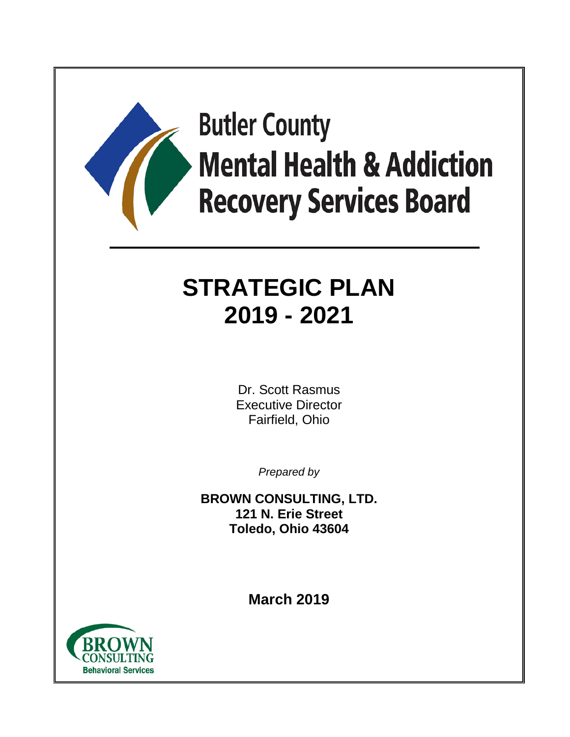# Butler County Mental Health & Addiction Recovery Services Board

# STRATEGIC PLAN 2019 - 2021

Dr. Scott Rasmus
Executive Director
Fairfield, Ohio

*Prepared by*

**BROWN CONSULTING, LTD.**
**121 N. Erie Street**
**Toledo, Ohio 43604**

**March 2019**

BROWN CONSULTING
Behavioral Services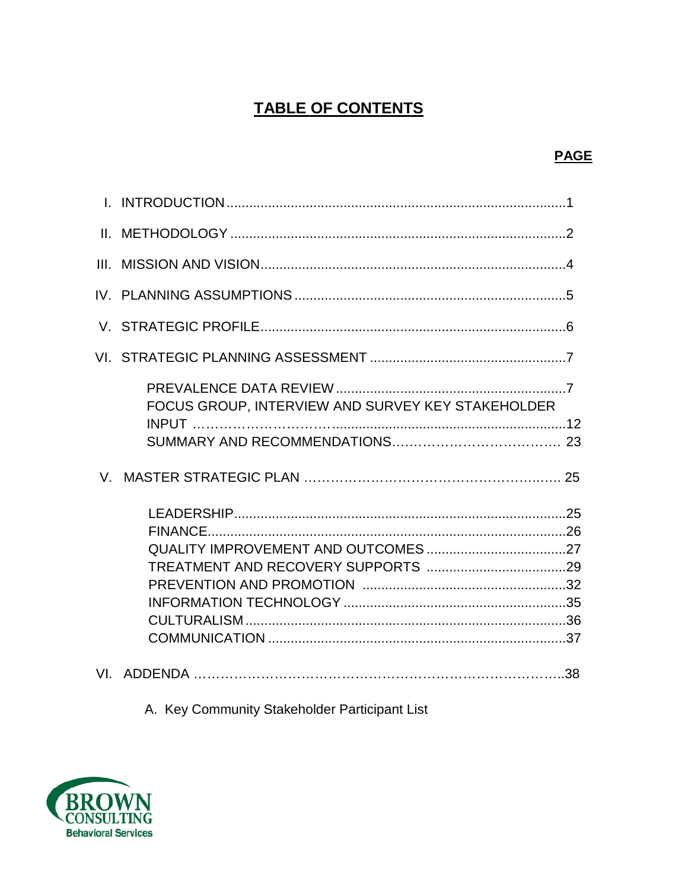# TABLE OF CONTENTS

| | | PAGE |
|---|---|---|
| I. | INTRODUCTION | 1 |
| II. | METHODOLOGY | 2 |
| III. | MISSION AND VISION | 4 |
| IV. | PLANNING ASSUMPTIONS | 5 |
| V. | STRATEGIC PROFILE | 6 |
| VI. | STRATEGIC PLANNING ASSESSMENT | 7 |
| | PREVALENCE DATA REVIEW | 7 |
| | FOCUS GROUP, INTERVIEW AND SURVEY KEY STAKEHOLDER INPUT | 12 |
| | SUMMARY AND RECOMMENDATIONS | 23 |
| V. | MASTER STRATEGIC PLAN | 25 |
| | LEADERSHIP | 25 |
| | FINANCE | 26 |
| | QUALITY IMPROVEMENT AND OUTCOMES | 27 |
| | TREATMENT AND RECOVERY SUPPORTS | 29 |
| | PREVENTION AND PROMOTION | 32 |
| | INFORMATION TECHNOLOGY | 35 |
| | CULTURALISM | 36 |
| | COMMUNICATION | 37 |
| VI. | ADDENDA | 38 |

A. Key Community Stakeholder Participant List

BROWN CONSULTING Behavioral Services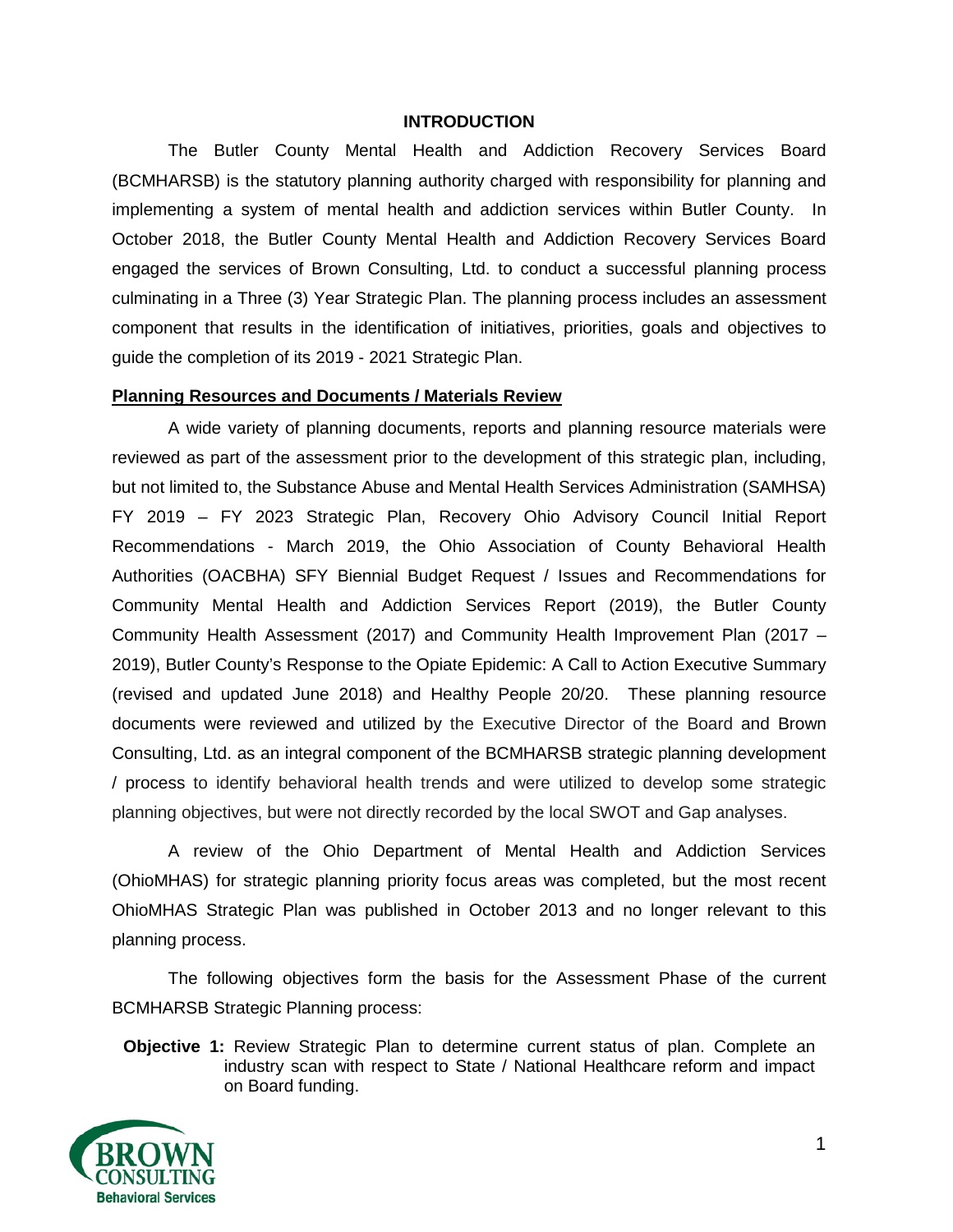## INTRODUCTION

The Butler County Mental Health and Addiction Recovery Services Board (BCMHARSB) is the statutory planning authority charged with responsibility for planning and implementing a system of mental health and addiction services within Butler County. In October 2018, the Butler County Mental Health and Addiction Recovery Services Board engaged the services of Brown Consulting, Ltd. to conduct a successful planning process culminating in a Three (3) Year Strategic Plan. The planning process includes an assessment component that results in the identification of initiatives, priorities, goals and objectives to guide the completion of its 2019 - 2021 Strategic Plan.

### Planning Resources and Documents / Materials Review

A wide variety of planning documents, reports and planning resource materials were reviewed as part of the assessment prior to the development of this strategic plan, including, but not limited to, the Substance Abuse and Mental Health Services Administration (SAMHSA) FY 2019 – FY 2023 Strategic Plan, Recovery Ohio Advisory Council Initial Report Recommendations - March 2019, the Ohio Association of County Behavioral Health Authorities (OACBHA) SFY Biennial Budget Request / Issues and Recommendations for Community Mental Health and Addiction Services Report (2019), the Butler County Community Health Assessment (2017) and Community Health Improvement Plan (2017 – 2019), Butler County's Response to the Opiate Epidemic: A Call to Action Executive Summary (revised and updated June 2018) and Healthy People 20/20. These planning resource documents were reviewed and utilized by the Executive Director of the Board and Brown Consulting, Ltd. as an integral component of the BCMHARSB strategic planning development / process to identify behavioral health trends and were utilized to develop some strategic planning objectives, but were not directly recorded by the local SWOT and Gap analyses.

A review of the Ohio Department of Mental Health and Addiction Services (OhioMHAS) for strategic planning priority focus areas was completed, but the most recent OhioMHAS Strategic Plan was published in October 2013 and no longer relevant to this planning process.

The following objectives form the basis for the Assessment Phase of the current BCMHARSB Strategic Planning process:

**Objective 1:** Review Strategic Plan to determine current status of plan. Complete an industry scan with respect to State / National Healthcare reform and impact on Board funding.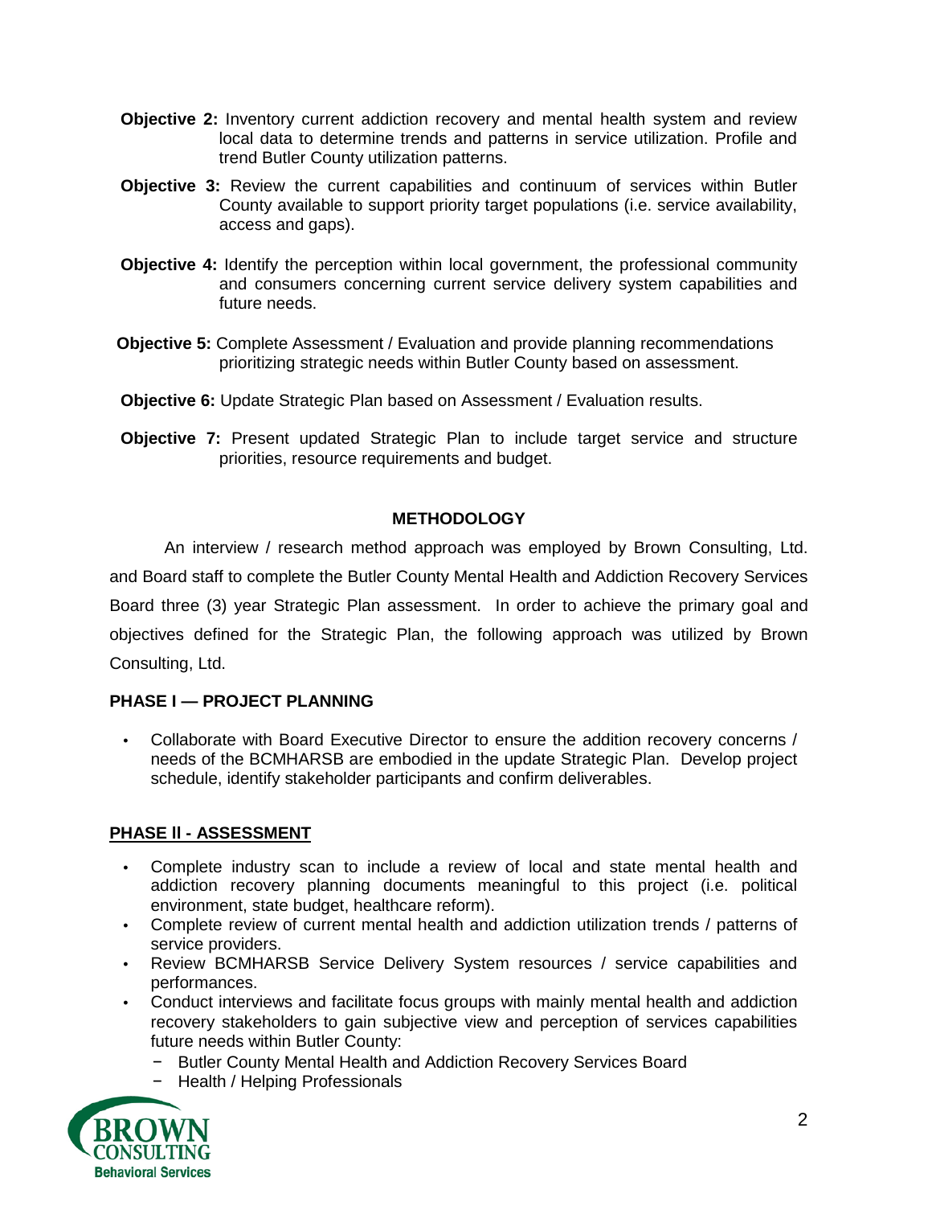**Objective 2:** Inventory current addiction recovery and mental health system and review local data to determine trends and patterns in service utilization. Profile and trend Butler County utilization patterns.

**Objective 3:** Review the current capabilities and continuum of services within Butler County available to support priority target populations (i.e. service availability, access and gaps).

**Objective 4:** Identify the perception within local government, the professional community and consumers concerning current service delivery system capabilities and future needs.

**Objective 5:** Complete Assessment / Evaluation and provide planning recommendations prioritizing strategic needs within Butler County based on assessment.

**Objective 6:** Update Strategic Plan based on Assessment / Evaluation results.

**Objective 7:** Present updated Strategic Plan to include target service and structure priorities, resource requirements and budget.

## METHODOLOGY

An interview / research method approach was employed by Brown Consulting, Ltd. and Board staff to complete the Butler County Mental Health and Addiction Recovery Services Board three (3) year Strategic Plan assessment. In order to achieve the primary goal and objectives defined for the Strategic Plan, the following approach was utilized by Brown Consulting, Ltd.

### PHASE I — PROJECT PLANNING

- Collaborate with Board Executive Director to ensure the addition recovery concerns / needs of the BCMHARSB are embodied in the update Strategic Plan. Develop project schedule, identify stakeholder participants and confirm deliverables.

### PHASE II - ASSESSMENT

- Complete industry scan to include a review of local and state mental health and addiction recovery planning documents meaningful to this project (i.e. political environment, state budget, healthcare reform).
- Complete review of current mental health and addiction utilization trends / patterns of service providers.
- Review BCMHARSB Service Delivery System resources / service capabilities and performances.
- Conduct interviews and facilitate focus groups with mainly mental health and addiction recovery stakeholders to gain subjective view and perception of services capabilities future needs within Butler County:
  - Butler County Mental Health and Addiction Recovery Services Board
  - Health / Helping Professionals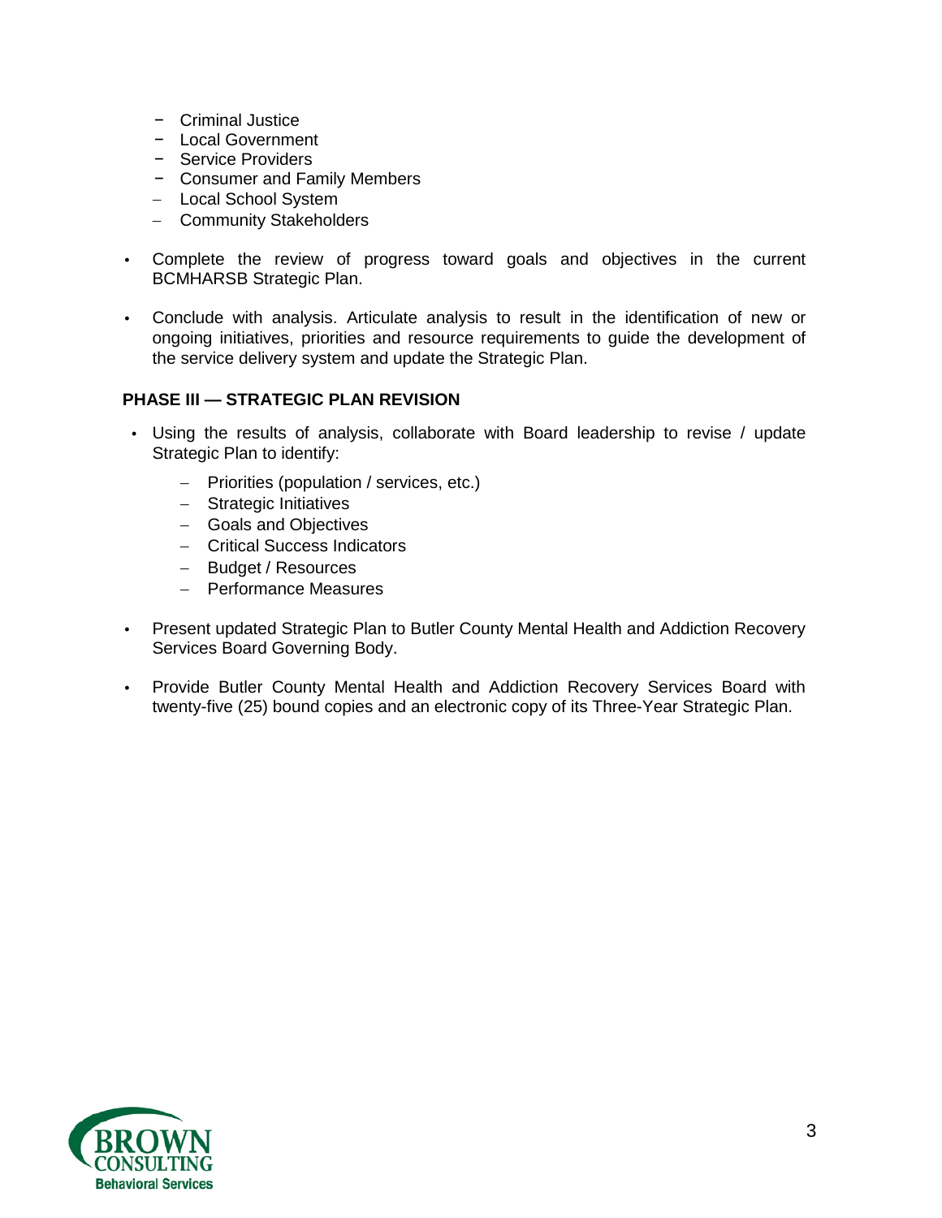- Criminal Justice
- Local Government
- Service Providers
- Consumer and Family Members
- Local School System
- Community Stakeholders

- Complete the review of progress toward goals and objectives in the current BCMHARSB Strategic Plan.
- Conclude with analysis. Articulate analysis to result in the identification of new or ongoing initiatives, priorities and resource requirements to guide the development of the service delivery system and update the Strategic Plan.

**PHASE III — STRATEGIC PLAN REVISION**

- Using the results of analysis, collaborate with Board leadership to revise / update Strategic Plan to identify:
  - Priorities (population / services, etc.)
  - Strategic Initiatives
  - Goals and Objectives
  - Critical Success Indicators
  - Budget / Resources
  - Performance Measures
- Present updated Strategic Plan to Butler County Mental Health and Addiction Recovery Services Board Governing Body.
- Provide Butler County Mental Health and Addiction Recovery Services Board with twenty-five (25) bound copies and an electronic copy of its Three-Year Strategic Plan.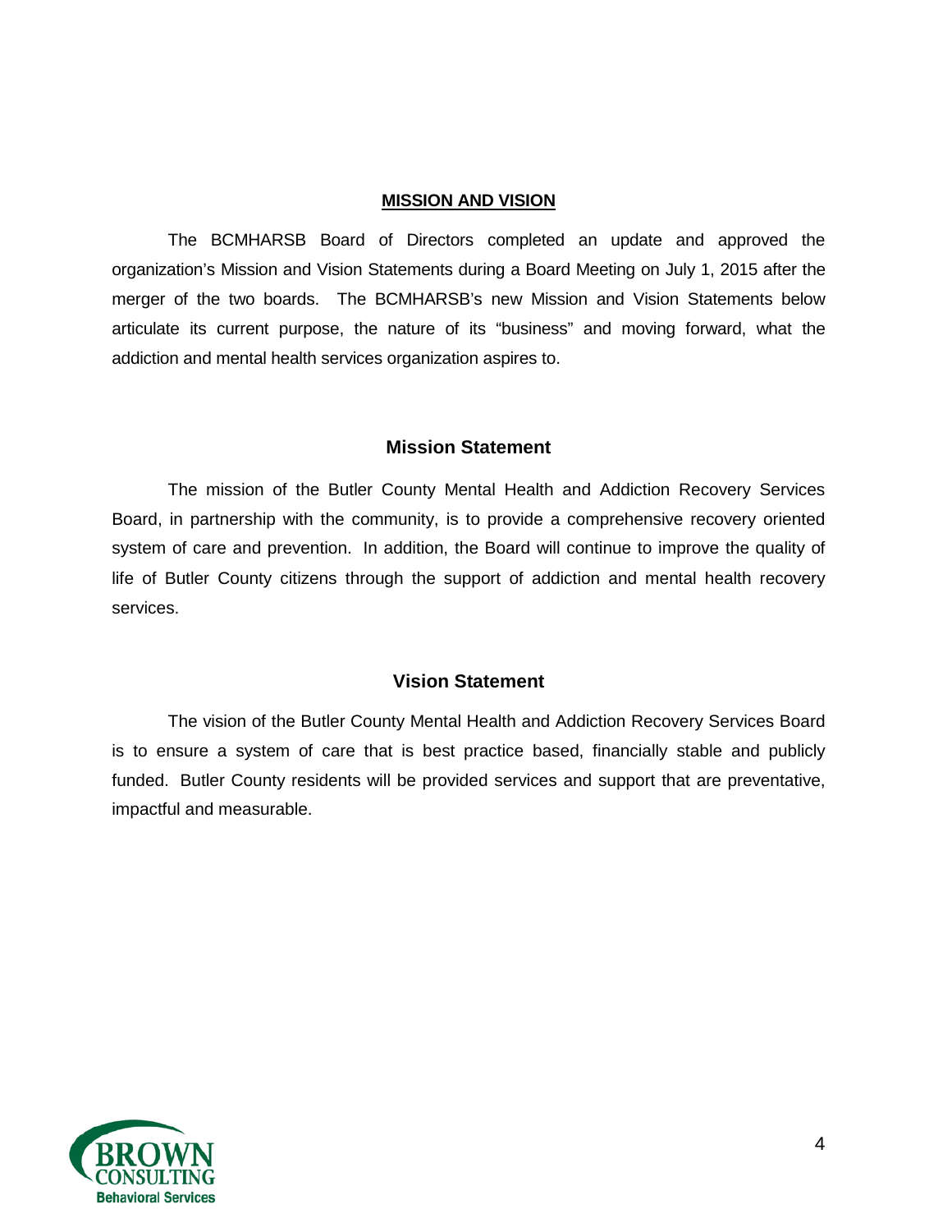## MISSION AND VISION

The BCMHARSB Board of Directors completed an update and approved the organization's Mission and Vision Statements during a Board Meeting on July 1, 2015 after the merger of the two boards. The BCMHARSB's new Mission and Vision Statements below articulate its current purpose, the nature of its "business" and moving forward, what the addiction and mental health services organization aspires to.

### Mission Statement

The mission of the Butler County Mental Health and Addiction Recovery Services Board, in partnership with the community, is to provide a comprehensive recovery oriented system of care and prevention. In addition, the Board will continue to improve the quality of life of Butler County citizens through the support of addiction and mental health recovery services.

### Vision Statement

The vision of the Butler County Mental Health and Addiction Recovery Services Board is to ensure a system of care that is best practice based, financially stable and publicly funded. Butler County residents will be provided services and support that are preventative, impactful and measurable.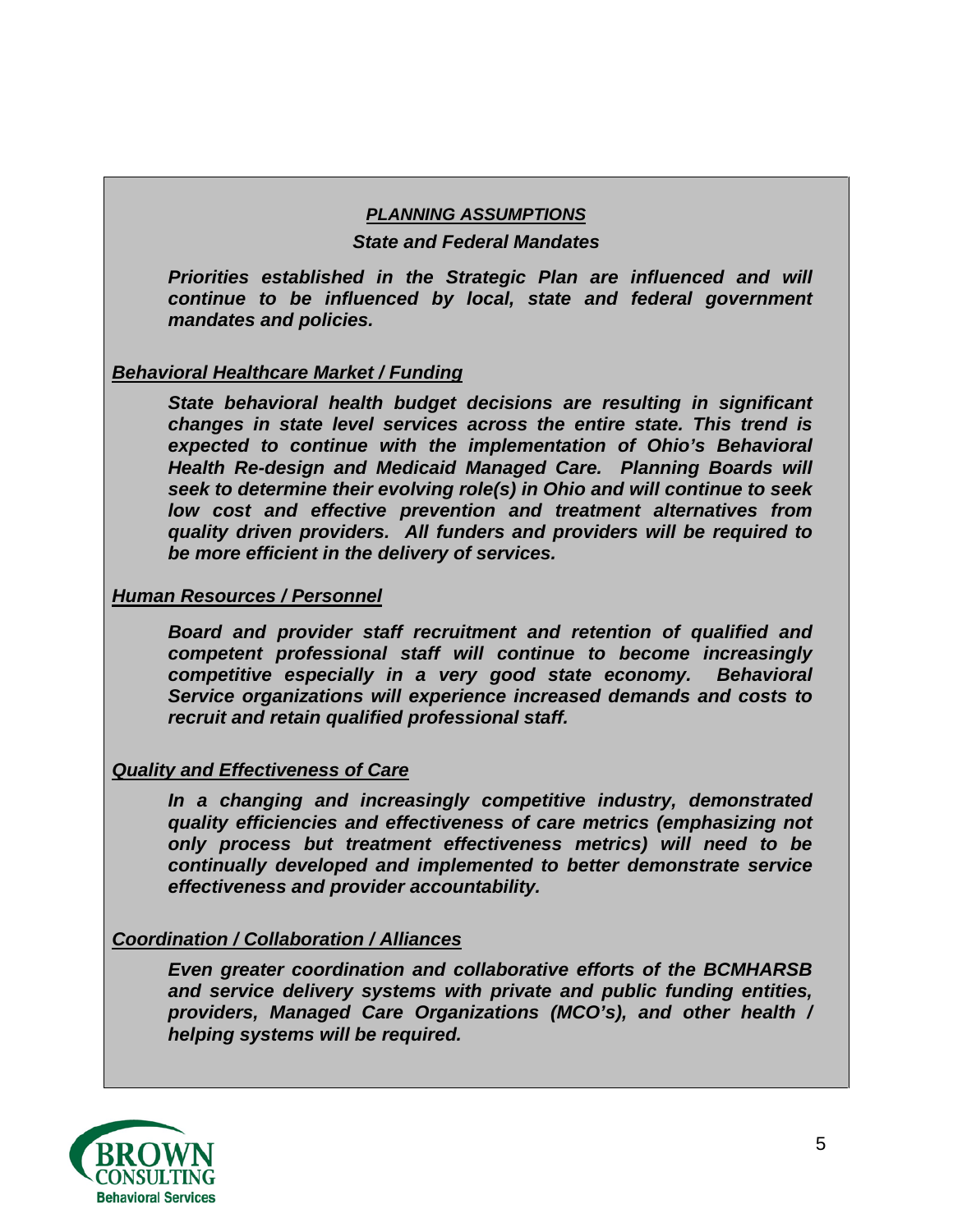## *PLANNING ASSUMPTIONS*

### *State and Federal Mandates*

***Priorities established in the Strategic Plan are influenced and will continue to be influenced by local, state and federal government mandates and policies.***

### *Behavioral Healthcare Market / Funding*

***State behavioral health budget decisions are resulting in significant changes in state level services across the entire state. This trend is expected to continue with the implementation of Ohio's Behavioral Health Re-design and Medicaid Managed Care. Planning Boards will seek to determine their evolving role(s) in Ohio and will continue to seek low cost and effective prevention and treatment alternatives from quality driven providers. All funders and providers will be required to be more efficient in the delivery of services.***

### *Human Resources / Personnel*

***Board and provider staff recruitment and retention of qualified and competent professional staff will continue to become increasingly competitive especially in a very good state economy. Behavioral Service organizations will experience increased demands and costs to recruit and retain qualified professional staff.***

### *Quality and Effectiveness of Care*

***In a changing and increasingly competitive industry, demonstrated quality efficiencies and effectiveness of care metrics (emphasizing not only process but treatment effectiveness metrics) will need to be continually developed and implemented to better demonstrate service effectiveness and provider accountability.***

### *Coordination / Collaboration / Alliances*

***Even greater coordination and collaborative efforts of the BCMHARSB and service delivery systems with private and public funding entities, providers, Managed Care Organizations (MCO's), and other health / helping systems will be required.***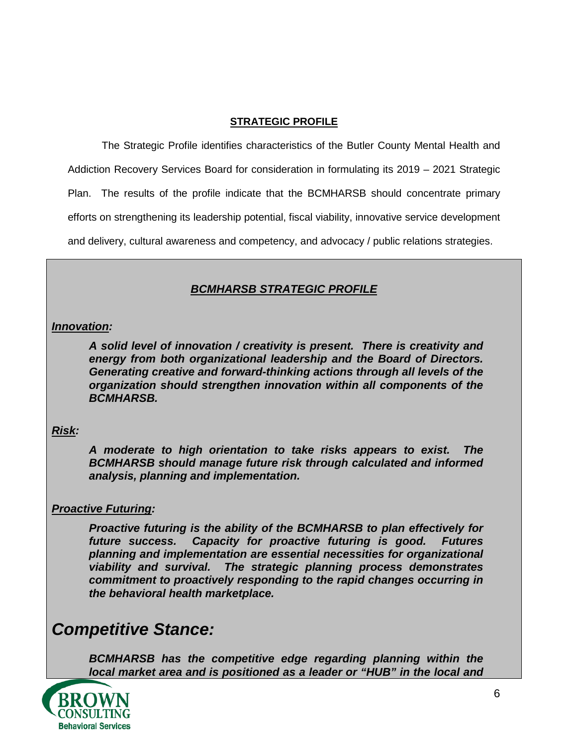## STRATEGIC PROFILE

The Strategic Profile identifies characteristics of the Butler County Mental Health and Addiction Recovery Services Board for consideration in formulating its 2019 – 2021 Strategic Plan. The results of the profile indicate that the BCMHARSB should concentrate primary efforts on strengthening its leadership potential, fiscal viability, innovative service development and delivery, cultural awareness and competency, and advocacy / public relations strategies.

### *BCMHARSB STRATEGIC PROFILE*

***Innovation:***

> ***A solid level of innovation / creativity is present. There is creativity and energy from both organizational leadership and the Board of Directors. Generating creative and forward-thinking actions through all levels of the organization should strengthen innovation within all components of the BCMHARSB.***

***Risk:***

> ***A moderate to high orientation to take risks appears to exist. The BCMHARSB should manage future risk through calculated and informed analysis, planning and implementation.***

***Proactive Futuring:***

> ***Proactive futuring is the ability of the BCMHARSB to plan effectively for future success. Capacity for proactive futuring is good. Futures planning and implementation are essential necessities for organizational viability and survival. The strategic planning process demonstrates commitment to proactively responding to the rapid changes occurring in the behavioral health marketplace.***

## *Competitive Stance:*

> ***BCMHARSB has the competitive edge regarding planning within the local market area and is positioned as a leader or "HUB" in the local and***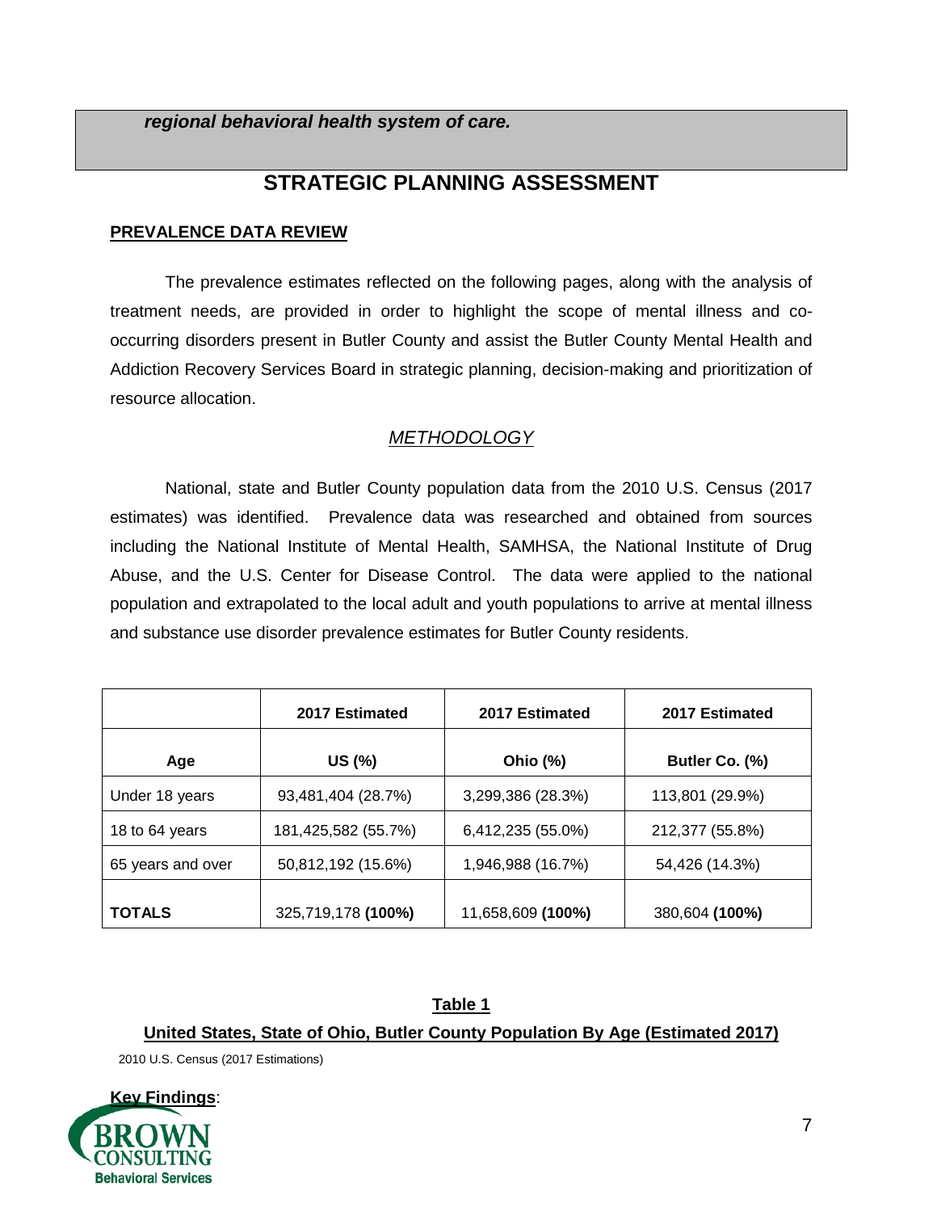***regional behavioral health system of care.***

# STRATEGIC PLANNING ASSESSMENT

## PREVALENCE DATA REVIEW

The prevalence estimates reflected on the following pages, along with the analysis of treatment needs, are provided in order to highlight the scope of mental illness and co-occurring disorders present in Butler County and assist the Butler County Mental Health and Addiction Recovery Services Board in strategic planning, decision-making and prioritization of resource allocation.

### *METHODOLOGY*

National, state and Butler County population data from the 2010 U.S. Census (2017 estimates) was identified. Prevalence data was researched and obtained from sources including the National Institute of Mental Health, SAMHSA, the National Institute of Drug Abuse, and the U.S. Center for Disease Control. The data were applied to the national population and extrapolated to the local adult and youth populations to arrive at mental illness and substance use disorder prevalence estimates for Butler County residents.

| | **2017 Estimated** | **2017 Estimated** | **2017 Estimated** |
|---|---|---|---|
| **Age** | **US (%)** | **Ohio (%)** | **Butler Co. (%)** |
| Under 18 years | 93,481,404 (28.7%) | 3,299,386 (28.3%) | 113,801 (29.9%) |
| 18 to 64 years | 181,425,582 (55.7%) | 6,412,235 (55.0%) | 212,377 (55.8%) |
| 65 years and over | 50,812,192 (15.6%) | 1,946,988 (16.7%) | 54,426 (14.3%) |
| **TOTALS** | 325,719,178 **(100%)** | 11,658,609 **(100%)** | 380,604 **(100%)** |

**Table 1**

**United States, State of Ohio, Butler County Population By Age (Estimated 2017)**

2010 U.S. Census (2017 Estimations)

**Key Findings**: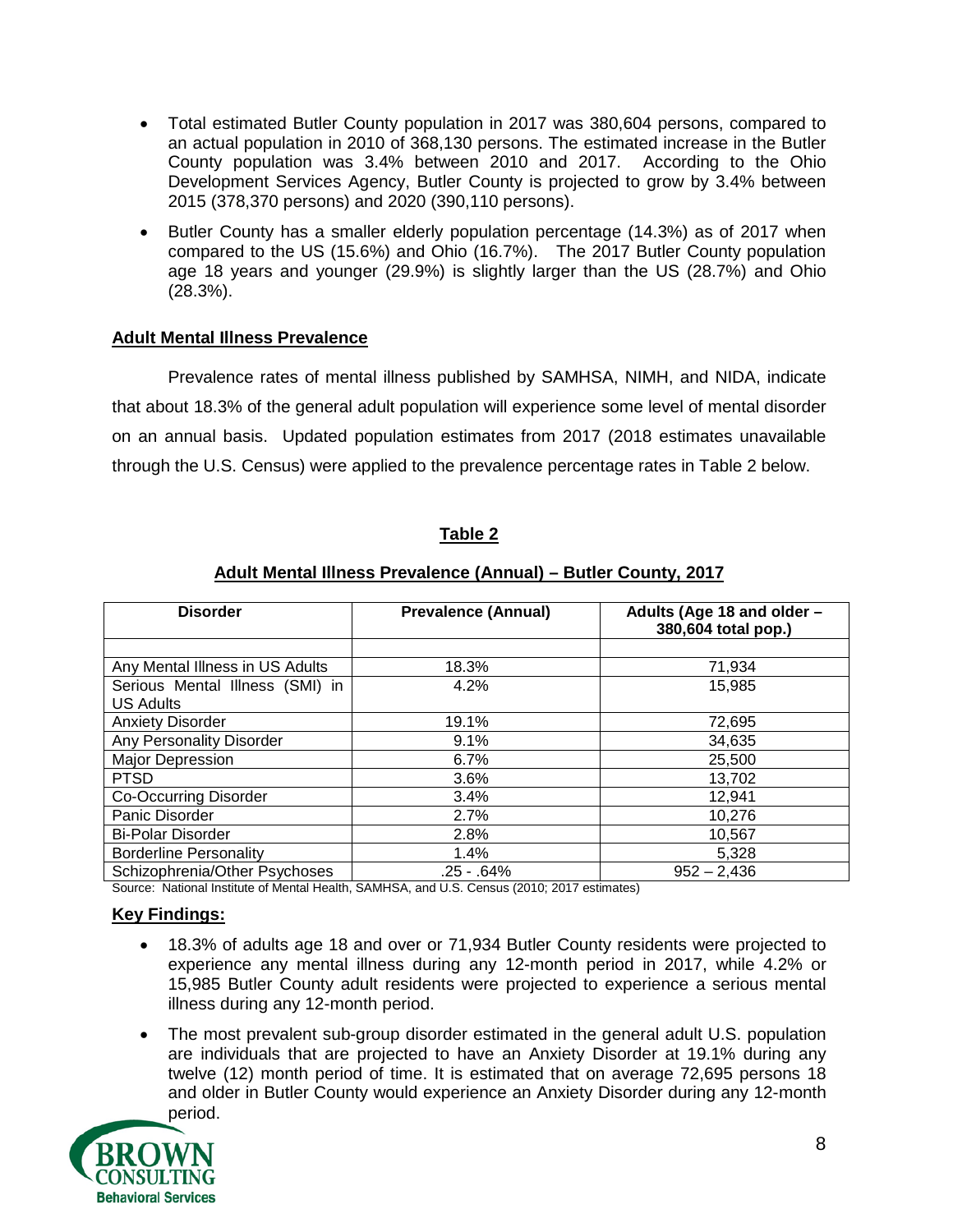- Total estimated Butler County population in 2017 was 380,604 persons, compared to an actual population in 2010 of 368,130 persons. The estimated increase in the Butler County population was 3.4% between 2010 and 2017. According to the Ohio Development Services Agency, Butler County is projected to grow by 3.4% between 2015 (378,370 persons) and 2020 (390,110 persons).
- Butler County has a smaller elderly population percentage (14.3%) as of 2017 when compared to the US (15.6%) and Ohio (16.7%). The 2017 Butler County population age 18 years and younger (29.9%) is slightly larger than the US (28.7%) and Ohio (28.3%).

## Adult Mental Illness Prevalence

Prevalence rates of mental illness published by SAMHSA, NIMH, and NIDA, indicate that about 18.3% of the general adult population will experience some level of mental disorder on an annual basis. Updated population estimates from 2017 (2018 estimates unavailable through the U.S. Census) were applied to the prevalence percentage rates in Table 2 below.

**Table 2**

**Adult Mental Illness Prevalence (Annual) – Butler County, 2017**

| Disorder | Prevalence (Annual) | Adults (Age 18 and older – 380,604 total pop.) |
|---|---|---|
| | | |
| Any Mental Illness in US Adults | 18.3% | 71,934 |
| Serious Mental Illness (SMI) in US Adults | 4.2% | 15,985 |
| Anxiety Disorder | 19.1% | 72,695 |
| Any Personality Disorder | 9.1% | 34,635 |
| Major Depression | 6.7% | 25,500 |
| PTSD | 3.6% | 13,702 |
| Co-Occurring Disorder | 3.4% | 12,941 |
| Panic Disorder | 2.7% | 10,276 |
| Bi-Polar Disorder | 2.8% | 10,567 |
| Borderline Personality | 1.4% | 5,328 |
| Schizophrenia/Other Psychoses | .25 - .64% | 952 – 2,436 |

Source: National Institute of Mental Health, SAMHSA, and U.S. Census (2010; 2017 estimates)

**Key Findings:**

- 18.3% of adults age 18 and over or 71,934 Butler County residents were projected to experience any mental illness during any 12-month period in 2017, while 4.2% or 15,985 Butler County adult residents were projected to experience a serious mental illness during any 12-month period.
- The most prevalent sub-group disorder estimated in the general adult U.S. population are individuals that are projected to have an Anxiety Disorder at 19.1% during any twelve (12) month period of time. It is estimated that on average 72,695 persons 18 and older in Butler County would experience an Anxiety Disorder during any 12-month period.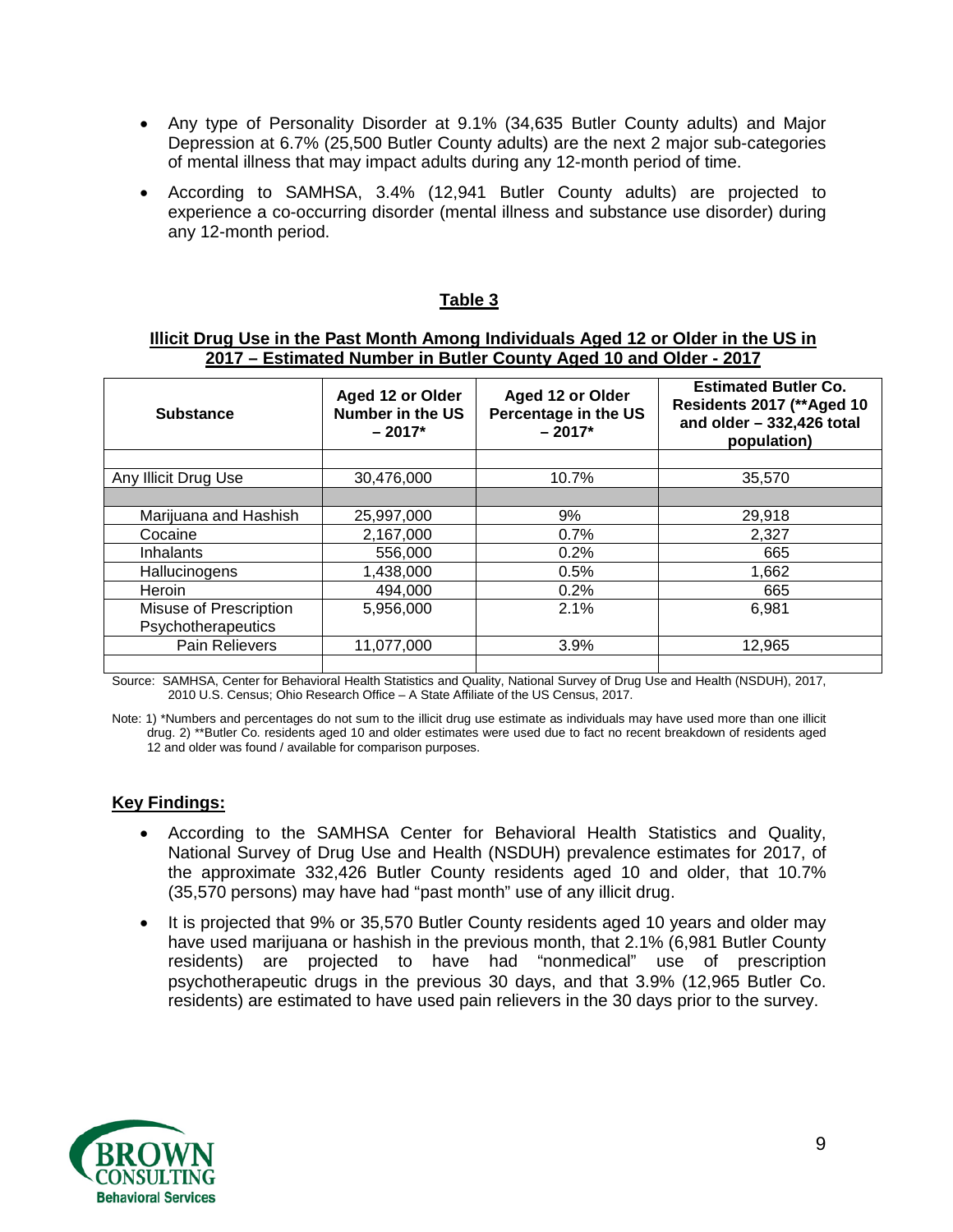- Any type of Personality Disorder at 9.1% (34,635 Butler County adults) and Major Depression at 6.7% (25,500 Butler County adults) are the next 2 major sub-categories of mental illness that may impact adults during any 12-month period of time.
- According to SAMHSA, 3.4% (12,941 Butler County adults) are projected to experience a co-occurring disorder (mental illness and substance use disorder) during any 12-month period.

## Table 3

**Illicit Drug Use in the Past Month Among Individuals Aged 12 or Older in the US in 2017 – Estimated Number in Butler County Aged 10 and Older - 2017**

| Substance | Aged 12 or Older Number in the US – 2017* | Aged 12 or Older Percentage in the US – 2017* | Estimated Butler Co. Residents 2017 (**Aged 10 and older – 332,426 total population) |
|---|---|---|---|
| | | | |
| Any Illicit Drug Use | 30,476,000 | 10.7% | 35,570 |
| | | | |
| Marijuana and Hashish | 25,997,000 | 9% | 29,918 |
| Cocaine | 2,167,000 | 0.7% | 2,327 |
| Inhalants | 556,000 | 0.2% | 665 |
| Hallucinogens | 1,438,000 | 0.5% | 1,662 |
| Heroin | 494,000 | 0.2% | 665 |
| Misuse of Prescription Psychotherapeutics | 5,956,000 | 2.1% | 6,981 |
| Pain Relievers | 11,077,000 | 3.9% | 12,965 |
| | | | |

Source: SAMHSA, Center for Behavioral Health Statistics and Quality, National Survey of Drug Use and Health (NSDUH), 2017, 2010 U.S. Census; Ohio Research Office – A State Affiliate of the US Census, 2017.

Note: 1) *Numbers and percentages do not sum to the illicit drug use estimate as individuals may have used more than one illicit drug. 2) **Butler Co. residents aged 10 and older estimates were used due to fact no recent breakdown of residents aged 12 and older was found / available for comparison purposes.

### Key Findings:

- According to the SAMHSA Center for Behavioral Health Statistics and Quality, National Survey of Drug Use and Health (NSDUH) prevalence estimates for 2017, of the approximate 332,426 Butler County residents aged 10 and older, that 10.7% (35,570 persons) may have had "past month" use of any illicit drug.
- It is projected that 9% or 35,570 Butler County residents aged 10 years and older may have used marijuana or hashish in the previous month, that 2.1% (6,981 Butler County residents) are projected to have had "nonmedical" use of prescription psychotherapeutic drugs in the previous 30 days, and that 3.9% (12,965 Butler Co. residents) are estimated to have used pain relievers in the 30 days prior to the survey.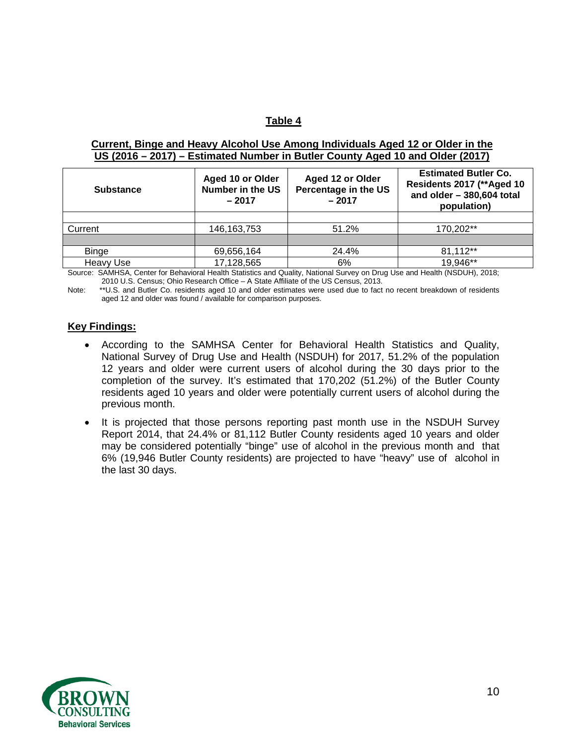## Table 4

**Current, Binge and Heavy Alcohol Use Among Individuals Aged 12 or Older in the US (2016 – 2017) – Estimated Number in Butler County Aged 10 and Older (2017)**

| Substance | Aged 10 or Older Number in the US – 2017 | Aged 12 or Older Percentage in the US – 2017 | Estimated Butler Co. Residents 2017 (**Aged 10 and older – 380,604 total population) |
|---|---|---|---|
| | | | |
| Current | 146,163,753 | 51.2% | 170,202** |
| | | | |
| Binge | 69,656,164 | 24.4% | 81,112** |
| Heavy Use | 17,128,565 | 6% | 19,946** |

Source: SAMHSA, Center for Behavioral Health Statistics and Quality, National Survey on Drug Use and Health (NSDUH), 2018; 2010 U.S. Census; Ohio Research Office – A State Affiliate of the US Census, 2013.

Note: **U.S. and Butler Co. residents aged 10 and older estimates were used due to fact no recent breakdown of residents aged 12 and older was found / available for comparison purposes.

### Key Findings:

- According to the SAMHSA Center for Behavioral Health Statistics and Quality, National Survey of Drug Use and Health (NSDUH) for 2017, 51.2% of the population 12 years and older were current users of alcohol during the 30 days prior to the completion of the survey. It's estimated that 170,202 (51.2%) of the Butler County residents aged 10 years and older were potentially current users of alcohol during the previous month.
- It is projected that those persons reporting past month use in the NSDUH Survey Report 2014, that 24.4% or 81,112 Butler County residents aged 10 years and older may be considered potentially "binge" use of alcohol in the previous month and that 6% (19,946 Butler County residents) are projected to have "heavy" use of alcohol in the last 30 days.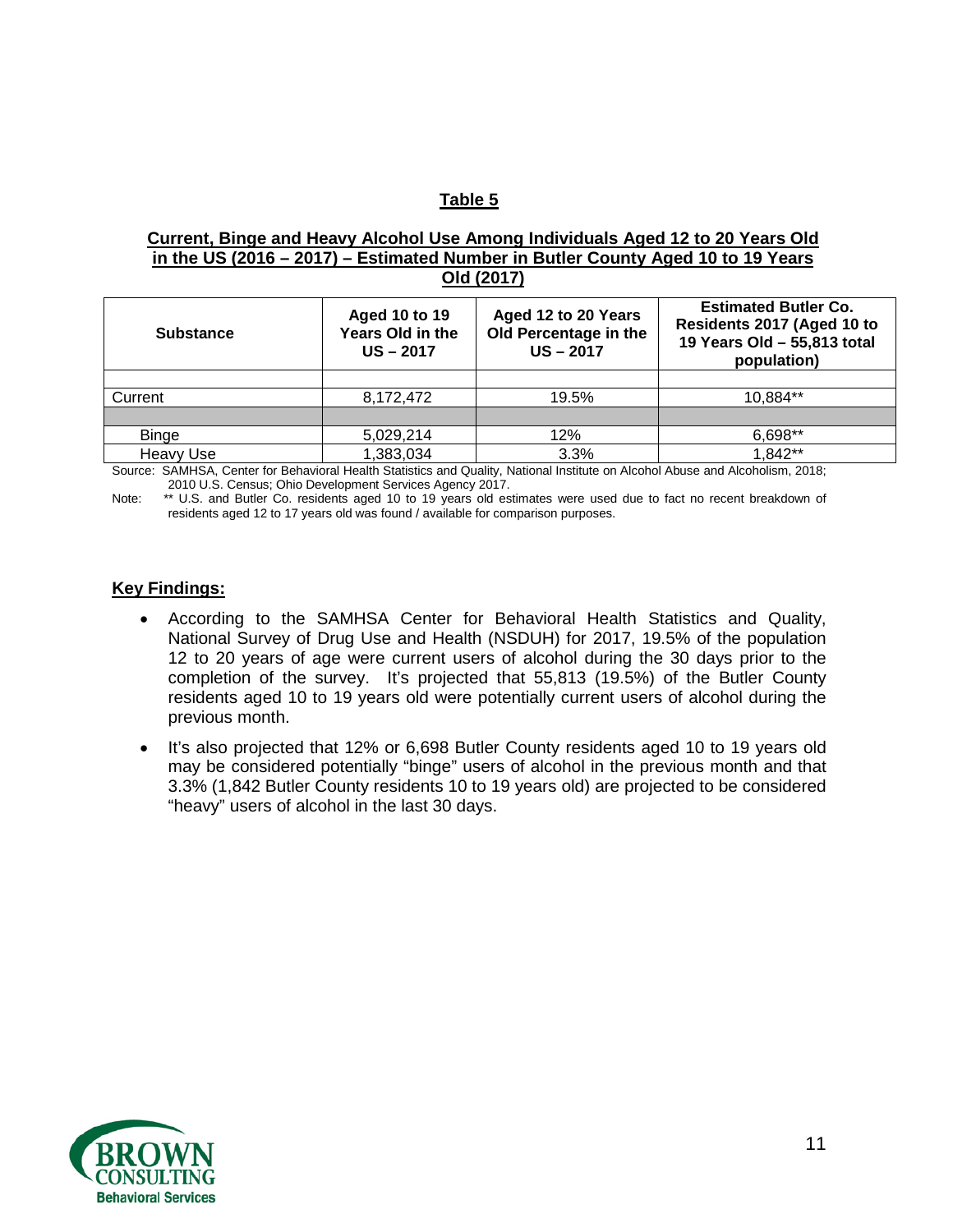## Table 5

**Current, Binge and Heavy Alcohol Use Among Individuals Aged 12 to 20 Years Old in the US (2016 – 2017) – Estimated Number in Butler County Aged 10 to 19 Years Old (2017)**

| Substance | Aged 10 to 19 Years Old in the US – 2017 | Aged 12 to 20 Years Old Percentage in the US – 2017 | Estimated Butler Co. Residents 2017 (Aged 10 to 19 Years Old – 55,813 total population) |
|---|---|---|---|
| | | | |
| Current | 8,172,472 | 19.5% | 10,884** |
| | | | |
| Binge | 5,029,214 | 12% | 6,698** |
| Heavy Use | 1,383,034 | 3.3% | 1,842** |

Source: SAMHSA, Center for Behavioral Health Statistics and Quality, National Institute on Alcohol Abuse and Alcoholism, 2018; 2010 U.S. Census; Ohio Development Services Agency 2017.

Note: ** U.S. and Butler Co. residents aged 10 to 19 years old estimates were used due to fact no recent breakdown of residents aged 12 to 17 years old was found / available for comparison purposes.

**Key Findings:**

- According to the SAMHSA Center for Behavioral Health Statistics and Quality, National Survey of Drug Use and Health (NSDUH) for 2017, 19.5% of the population 12 to 20 years of age were current users of alcohol during the 30 days prior to the completion of the survey. It's projected that 55,813 (19.5%) of the Butler County residents aged 10 to 19 years old were potentially current users of alcohol during the previous month.
- It's also projected that 12% or 6,698 Butler County residents aged 10 to 19 years old may be considered potentially "binge" users of alcohol in the previous month and that 3.3% (1,842 Butler County residents 10 to 19 years old) are projected to be considered "heavy" users of alcohol in the last 30 days.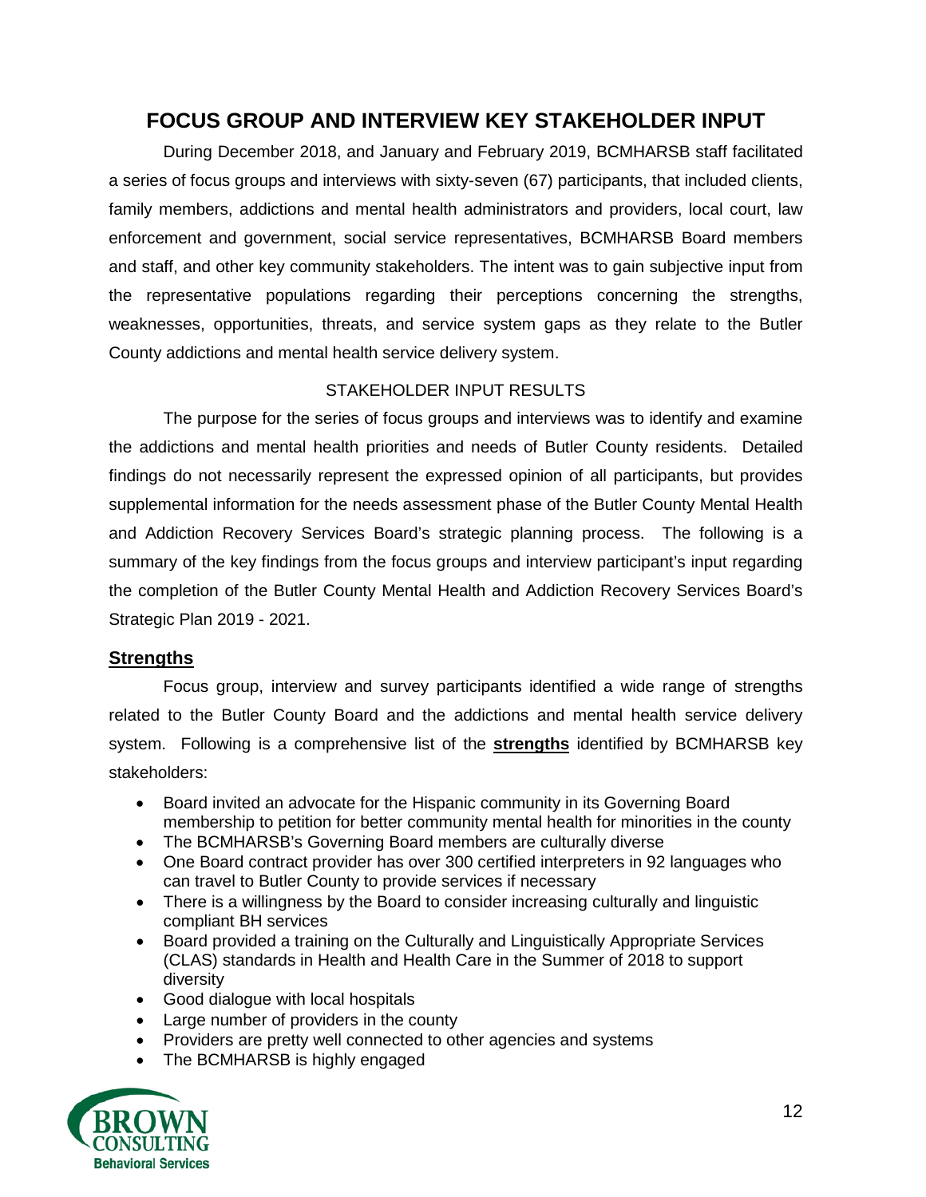## FOCUS GROUP AND INTERVIEW KEY STAKEHOLDER INPUT

During December 2018, and January and February 2019, BCMHARSB staff facilitated a series of focus groups and interviews with sixty-seven (67) participants, that included clients, family members, addictions and mental health administrators and providers, local court, law enforcement and government, social service representatives, BCMHARSB Board members and staff, and other key community stakeholders. The intent was to gain subjective input from the representative populations regarding their perceptions concerning the strengths, weaknesses, opportunities, threats, and service system gaps as they relate to the Butler County addictions and mental health service delivery system.

STAKEHOLDER INPUT RESULTS

The purpose for the series of focus groups and interviews was to identify and examine the addictions and mental health priorities and needs of Butler County residents. Detailed findings do not necessarily represent the expressed opinion of all participants, but provides supplemental information for the needs assessment phase of the Butler County Mental Health and Addiction Recovery Services Board's strategic planning process. The following is a summary of the key findings from the focus groups and interview participant's input regarding the completion of the Butler County Mental Health and Addiction Recovery Services Board's Strategic Plan 2019 - 2021.

### Strengths

Focus group, interview and survey participants identified a wide range of strengths related to the Butler County Board and the addictions and mental health service delivery system. Following is a comprehensive list of the **strengths** identified by BCMHARSB key stakeholders:

- Board invited an advocate for the Hispanic community in its Governing Board membership to petition for better community mental health for minorities in the county
- The BCMHARSB's Governing Board members are culturally diverse
- One Board contract provider has over 300 certified interpreters in 92 languages who can travel to Butler County to provide services if necessary
- There is a willingness by the Board to consider increasing culturally and linguistic compliant BH services
- Board provided a training on the Culturally and Linguistically Appropriate Services (CLAS) standards in Health and Health Care in the Summer of 2018 to support diversity
- Good dialogue with local hospitals
- Large number of providers in the county
- Providers are pretty well connected to other agencies and systems
- The BCMHARSB is highly engaged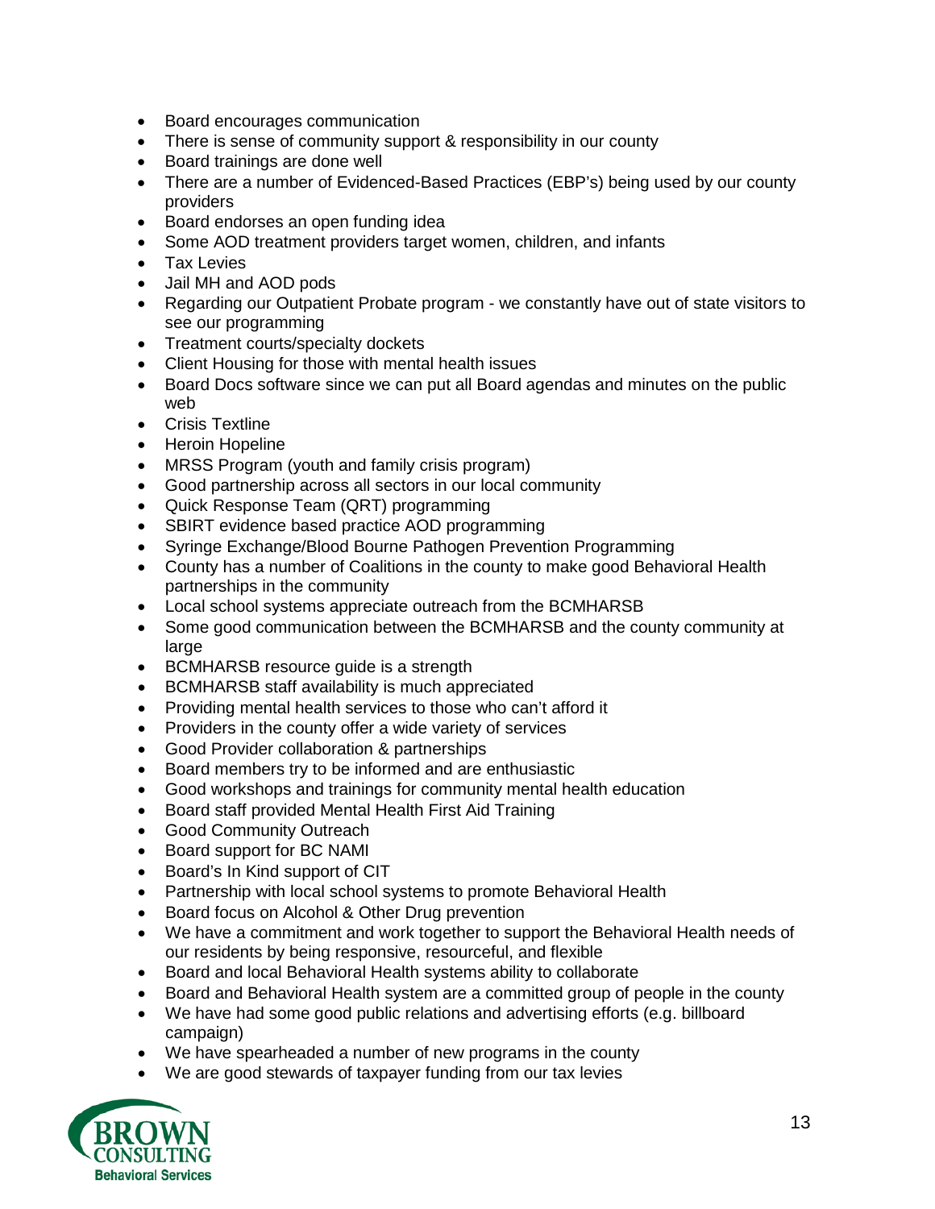- Board encourages communication
- There is sense of community support & responsibility in our county
- Board trainings are done well
- There are a number of Evidenced-Based Practices (EBP's) being used by our county providers
- Board endorses an open funding idea
- Some AOD treatment providers target women, children, and infants
- Tax Levies
- Jail MH and AOD pods
- Regarding our Outpatient Probate program - we constantly have out of state visitors to see our programming
- Treatment courts/specialty dockets
- Client Housing for those with mental health issues
- Board Docs software since we can put all Board agendas and minutes on the public web
- Crisis Textline
- Heroin Hopeline
- MRSS Program (youth and family crisis program)
- Good partnership across all sectors in our local community
- Quick Response Team (QRT) programming
- SBIRT evidence based practice AOD programming
- Syringe Exchange/Blood Bourne Pathogen Prevention Programming
- County has a number of Coalitions in the county to make good Behavioral Health partnerships in the community
- Local school systems appreciate outreach from the BCMHARSB
- Some good communication between the BCMHARSB and the county community at large
- BCMHARSB resource guide is a strength
- BCMHARSB staff availability is much appreciated
- Providing mental health services to those who can't afford it
- Providers in the county offer a wide variety of services
- Good Provider collaboration & partnerships
- Board members try to be informed and are enthusiastic
- Good workshops and trainings for community mental health education
- Board staff provided Mental Health First Aid Training
- Good Community Outreach
- Board support for BC NAMI
- Board's In Kind support of CIT
- Partnership with local school systems to promote Behavioral Health
- Board focus on Alcohol & Other Drug prevention
- We have a commitment and work together to support the Behavioral Health needs of our residents by being responsive, resourceful, and flexible
- Board and local Behavioral Health systems ability to collaborate
- Board and Behavioral Health system are a committed group of people in the county
- We have had some good public relations and advertising efforts (e.g. billboard campaign)
- We have spearheaded a number of new programs in the county
- We are good stewards of taxpayer funding from our tax levies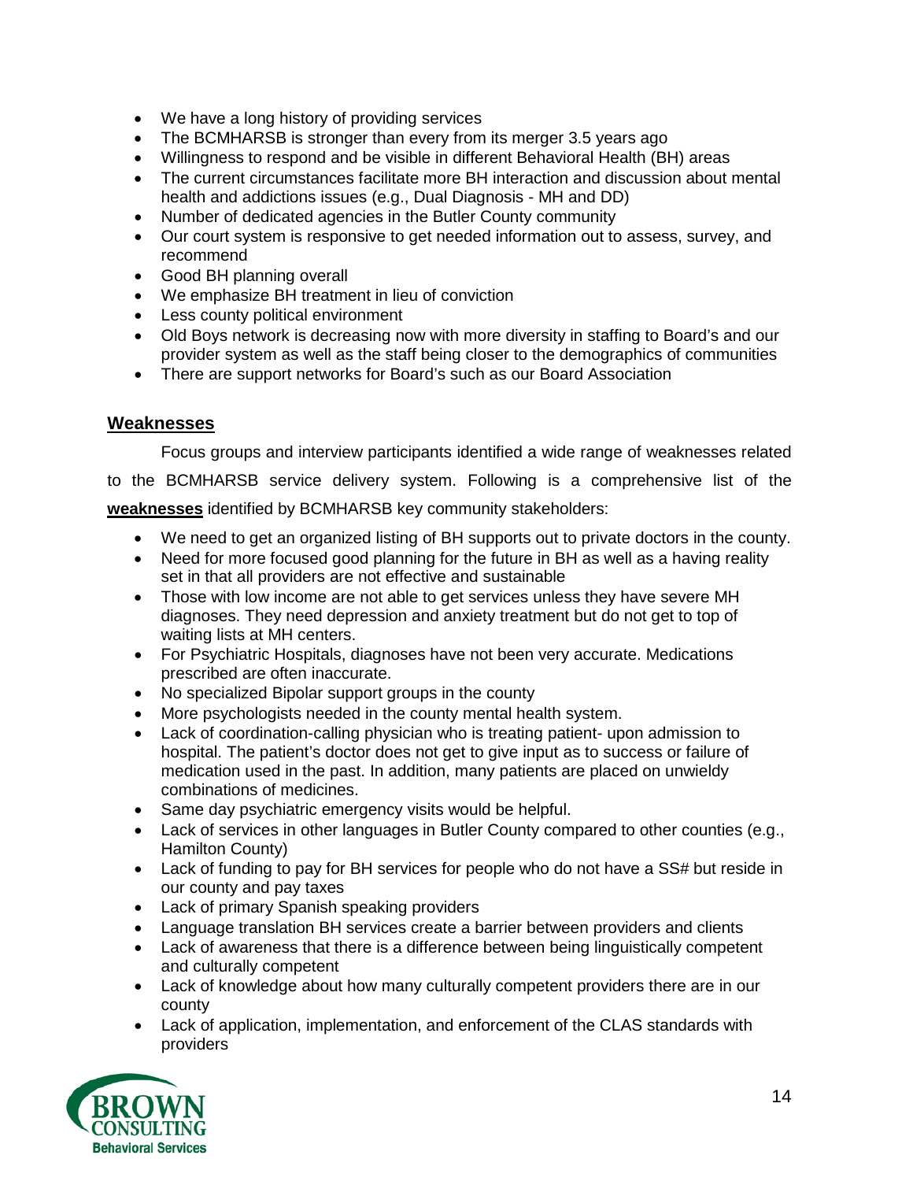- We have a long history of providing services
- The BCMHARSB is stronger than every from its merger 3.5 years ago
- Willingness to respond and be visible in different Behavioral Health (BH) areas
- The current circumstances facilitate more BH interaction and discussion about mental health and addictions issues (e.g., Dual Diagnosis - MH and DD)
- Number of dedicated agencies in the Butler County community
- Our court system is responsive to get needed information out to assess, survey, and recommend
- Good BH planning overall
- We emphasize BH treatment in lieu of conviction
- Less county political environment
- Old Boys network is decreasing now with more diversity in staffing to Board's and our provider system as well as the staff being closer to the demographics of communities
- There are support networks for Board's such as our Board Association

## Weaknesses

Focus groups and interview participants identified a wide range of weaknesses related to the BCMHARSB service delivery system. Following is a comprehensive list of the **weaknesses** identified by BCMHARSB key community stakeholders:

- We need to get an organized listing of BH supports out to private doctors in the county.
- Need for more focused good planning for the future in BH as well as a having reality set in that all providers are not effective and sustainable
- Those with low income are not able to get services unless they have severe MH diagnoses. They need depression and anxiety treatment but do not get to top of waiting lists at MH centers.
- For Psychiatric Hospitals, diagnoses have not been very accurate. Medications prescribed are often inaccurate.
- No specialized Bipolar support groups in the county
- More psychologists needed in the county mental health system.
- Lack of coordination-calling physician who is treating patient- upon admission to hospital. The patient's doctor does not get to give input as to success or failure of medication used in the past. In addition, many patients are placed on unwieldy combinations of medicines.
- Same day psychiatric emergency visits would be helpful.
- Lack of services in other languages in Butler County compared to other counties (e.g., Hamilton County)
- Lack of funding to pay for BH services for people who do not have a SS# but reside in our county and pay taxes
- Lack of primary Spanish speaking providers
- Language translation BH services create a barrier between providers and clients
- Lack of awareness that there is a difference between being linguistically competent and culturally competent
- Lack of knowledge about how many culturally competent providers there are in our county
- Lack of application, implementation, and enforcement of the CLAS standards with providers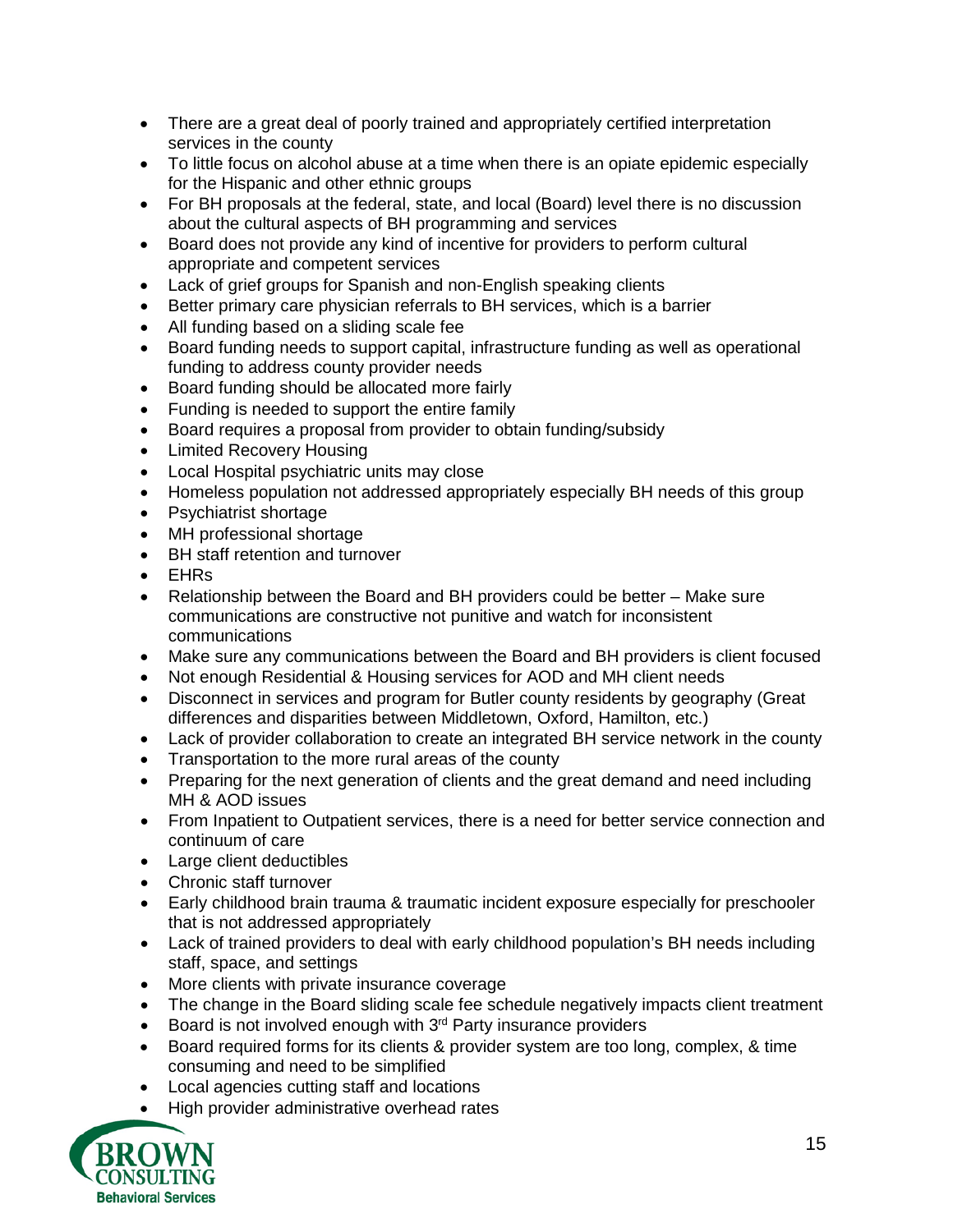- There are a great deal of poorly trained and appropriately certified interpretation services in the county
- To little focus on alcohol abuse at a time when there is an opiate epidemic especially for the Hispanic and other ethnic groups
- For BH proposals at the federal, state, and local (Board) level there is no discussion about the cultural aspects of BH programming and services
- Board does not provide any kind of incentive for providers to perform cultural appropriate and competent services
- Lack of grief groups for Spanish and non-English speaking clients
- Better primary care physician referrals to BH services, which is a barrier
- All funding based on a sliding scale fee
- Board funding needs to support capital, infrastructure funding as well as operational funding to address county provider needs
- Board funding should be allocated more fairly
- Funding is needed to support the entire family
- Board requires a proposal from provider to obtain funding/subsidy
- Limited Recovery Housing
- Local Hospital psychiatric units may close
- Homeless population not addressed appropriately especially BH needs of this group
- Psychiatrist shortage
- MH professional shortage
- BH staff retention and turnover
- EHRs
- Relationship between the Board and BH providers could be better – Make sure communications are constructive not punitive and watch for inconsistent communications
- Make sure any communications between the Board and BH providers is client focused
- Not enough Residential & Housing services for AOD and MH client needs
- Disconnect in services and program for Butler county residents by geography (Great differences and disparities between Middletown, Oxford, Hamilton, etc.)
- Lack of provider collaboration to create an integrated BH service network in the county
- Transportation to the more rural areas of the county
- Preparing for the next generation of clients and the great demand and need including MH & AOD issues
- From Inpatient to Outpatient services, there is a need for better service connection and continuum of care
- Large client deductibles
- Chronic staff turnover
- Early childhood brain trauma & traumatic incident exposure especially for preschooler that is not addressed appropriately
- Lack of trained providers to deal with early childhood population's BH needs including staff, space, and settings
- More clients with private insurance coverage
- The change in the Board sliding scale fee schedule negatively impacts client treatment
- Board is not involved enough with 3rd Party insurance providers
- Board required forms for its clients & provider system are too long, complex, & time consuming and need to be simplified
- Local agencies cutting staff and locations
- High provider administrative overhead rates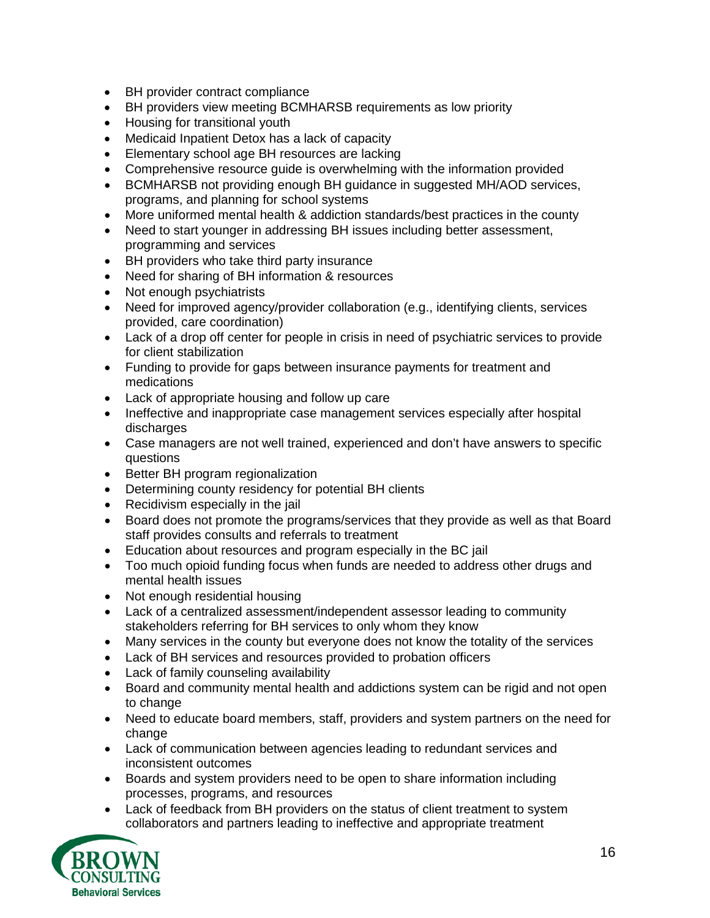- BH provider contract compliance
- BH providers view meeting BCMHARSB requirements as low priority
- Housing for transitional youth
- Medicaid Inpatient Detox has a lack of capacity
- Elementary school age BH resources are lacking
- Comprehensive resource guide is overwhelming with the information provided
- BCMHARSB not providing enough BH guidance in suggested MH/AOD services, programs, and planning for school systems
- More uniformed mental health & addiction standards/best practices in the county
- Need to start younger in addressing BH issues including better assessment, programming and services
- BH providers who take third party insurance
- Need for sharing of BH information & resources
- Not enough psychiatrists
- Need for improved agency/provider collaboration (e.g., identifying clients, services provided, care coordination)
- Lack of a drop off center for people in crisis in need of psychiatric services to provide for client stabilization
- Funding to provide for gaps between insurance payments for treatment and medications
- Lack of appropriate housing and follow up care
- Ineffective and inappropriate case management services especially after hospital discharges
- Case managers are not well trained, experienced and don't have answers to specific questions
- Better BH program regionalization
- Determining county residency for potential BH clients
- Recidivism especially in the jail
- Board does not promote the programs/services that they provide as well as that Board staff provides consults and referrals to treatment
- Education about resources and program especially in the BC jail
- Too much opioid funding focus when funds are needed to address other drugs and mental health issues
- Not enough residential housing
- Lack of a centralized assessment/independent assessor leading to community stakeholders referring for BH services to only whom they know
- Many services in the county but everyone does not know the totality of the services
- Lack of BH services and resources provided to probation officers
- Lack of family counseling availability
- Board and community mental health and addictions system can be rigid and not open to change
- Need to educate board members, staff, providers and system partners on the need for change
- Lack of communication between agencies leading to redundant services and inconsistent outcomes
- Boards and system providers need to be open to share information including processes, programs, and resources
- Lack of feedback from BH providers on the status of client treatment to system collaborators and partners leading to ineffective and appropriate treatment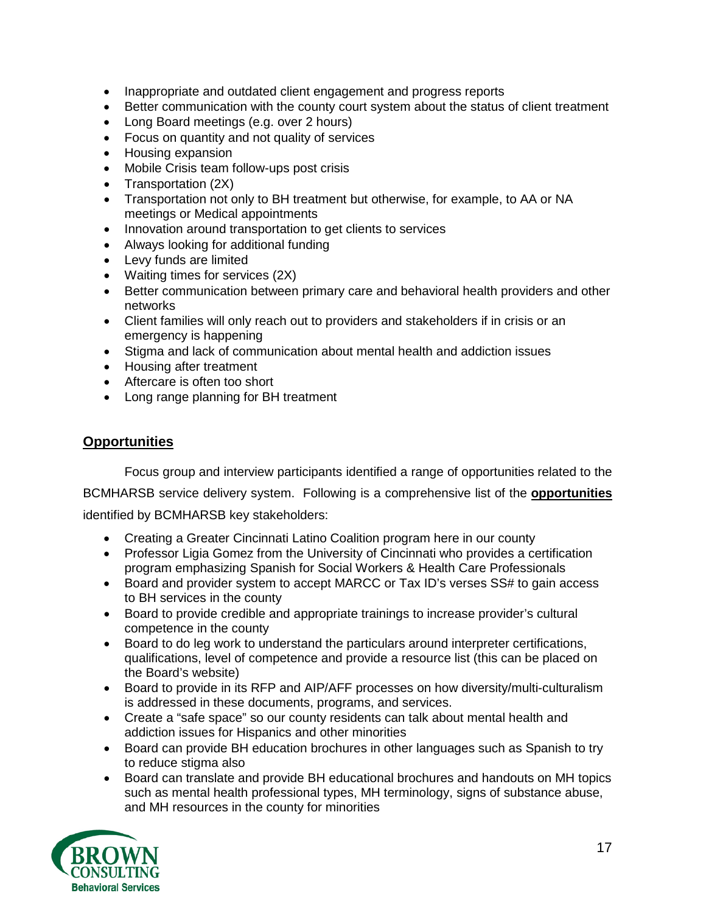- Inappropriate and outdated client engagement and progress reports
- Better communication with the county court system about the status of client treatment
- Long Board meetings (e.g. over 2 hours)
- Focus on quantity and not quality of services
- Housing expansion
- Mobile Crisis team follow-ups post crisis
- Transportation (2X)
- Transportation not only to BH treatment but otherwise, for example, to AA or NA meetings or Medical appointments
- Innovation around transportation to get clients to services
- Always looking for additional funding
- Levy funds are limited
- Waiting times for services (2X)
- Better communication between primary care and behavioral health providers and other networks
- Client families will only reach out to providers and stakeholders if in crisis or an emergency is happening
- Stigma and lack of communication about mental health and addiction issues
- Housing after treatment
- Aftercare is often too short
- Long range planning for BH treatment

## <u>Opportunities</u>

Focus group and interview participants identified a range of opportunities related to the BCMHARSB service delivery system. Following is a comprehensive list of the **<u>opportunities</u>** identified by BCMHARSB key stakeholders:

- Creating a Greater Cincinnati Latino Coalition program here in our county
- Professor Ligia Gomez from the University of Cincinnati who provides a certification program emphasizing Spanish for Social Workers & Health Care Professionals
- Board and provider system to accept MARCC or Tax ID's verses SS# to gain access to BH services in the county
- Board to provide credible and appropriate trainings to increase provider's cultural competence in the county
- Board to do leg work to understand the particulars around interpreter certifications, qualifications, level of competence and provide a resource list (this can be placed on the Board's website)
- Board to provide in its RFP and AIP/AFF processes on how diversity/multi-culturalism is addressed in these documents, programs, and services.
- Create a "safe space" so our county residents can talk about mental health and addiction issues for Hispanics and other minorities
- Board can provide BH education brochures in other languages such as Spanish to try to reduce stigma also
- Board can translate and provide BH educational brochures and handouts on MH topics such as mental health professional types, MH terminology, signs of substance abuse, and MH resources in the county for minorities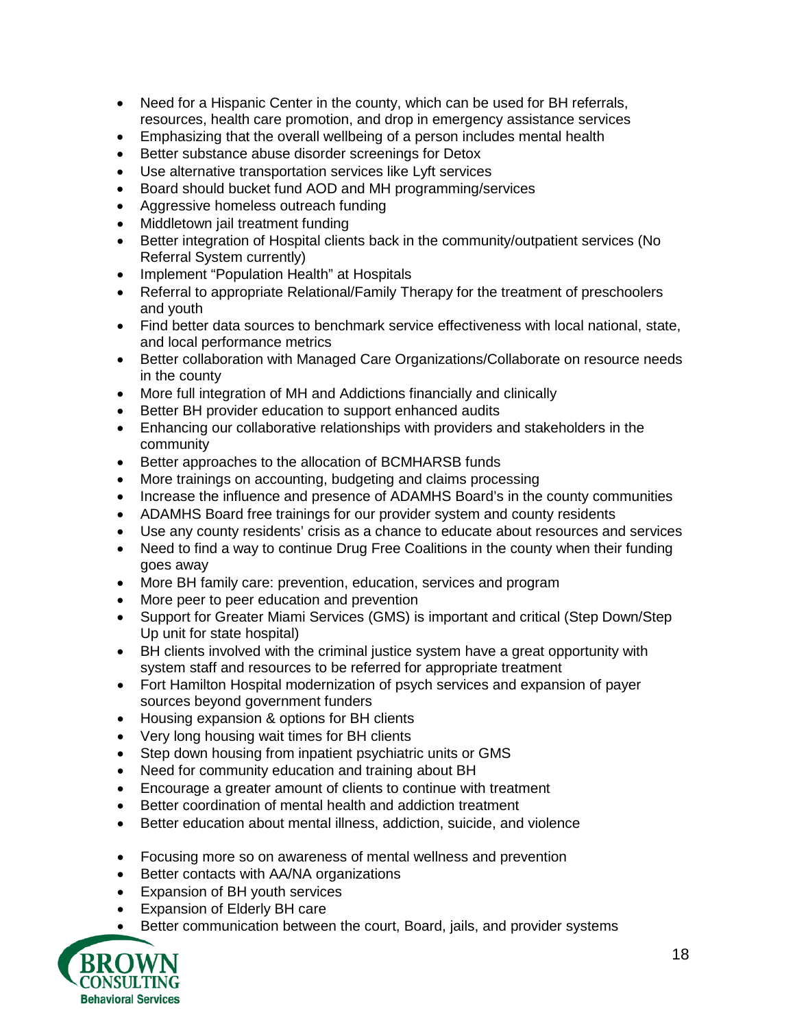- Need for a Hispanic Center in the county, which can be used for BH referrals, resources, health care promotion, and drop in emergency assistance services
- Emphasizing that the overall wellbeing of a person includes mental health
- Better substance abuse disorder screenings for Detox
- Use alternative transportation services like Lyft services
- Board should bucket fund AOD and MH programming/services
- Aggressive homeless outreach funding
- Middletown jail treatment funding
- Better integration of Hospital clients back in the community/outpatient services (No Referral System currently)
- Implement "Population Health" at Hospitals
- Referral to appropriate Relational/Family Therapy for the treatment of preschoolers and youth
- Find better data sources to benchmark service effectiveness with local national, state, and local performance metrics
- Better collaboration with Managed Care Organizations/Collaborate on resource needs in the county
- More full integration of MH and Addictions financially and clinically
- Better BH provider education to support enhanced audits
- Enhancing our collaborative relationships with providers and stakeholders in the community
- Better approaches to the allocation of BCMHARSB funds
- More trainings on accounting, budgeting and claims processing
- Increase the influence and presence of ADAMHS Board's in the county communities
- ADAMHS Board free trainings for our provider system and county residents
- Use any county residents' crisis as a chance to educate about resources and services
- Need to find a way to continue Drug Free Coalitions in the county when their funding goes away
- More BH family care: prevention, education, services and program
- More peer to peer education and prevention
- Support for Greater Miami Services (GMS) is important and critical (Step Down/Step Up unit for state hospital)
- BH clients involved with the criminal justice system have a great opportunity with system staff and resources to be referred for appropriate treatment
- Fort Hamilton Hospital modernization of psych services and expansion of payer sources beyond government funders
- Housing expansion & options for BH clients
- Very long housing wait times for BH clients
- Step down housing from inpatient psychiatric units or GMS
- Need for community education and training about BH
- Encourage a greater amount of clients to continue with treatment
- Better coordination of mental health and addiction treatment
- Better education about mental illness, addiction, suicide, and violence
- Focusing more so on awareness of mental wellness and prevention
- Better contacts with AA/NA organizations
- Expansion of BH youth services
- Expansion of Elderly BH care
- Better communication between the court, Board, jails, and provider systems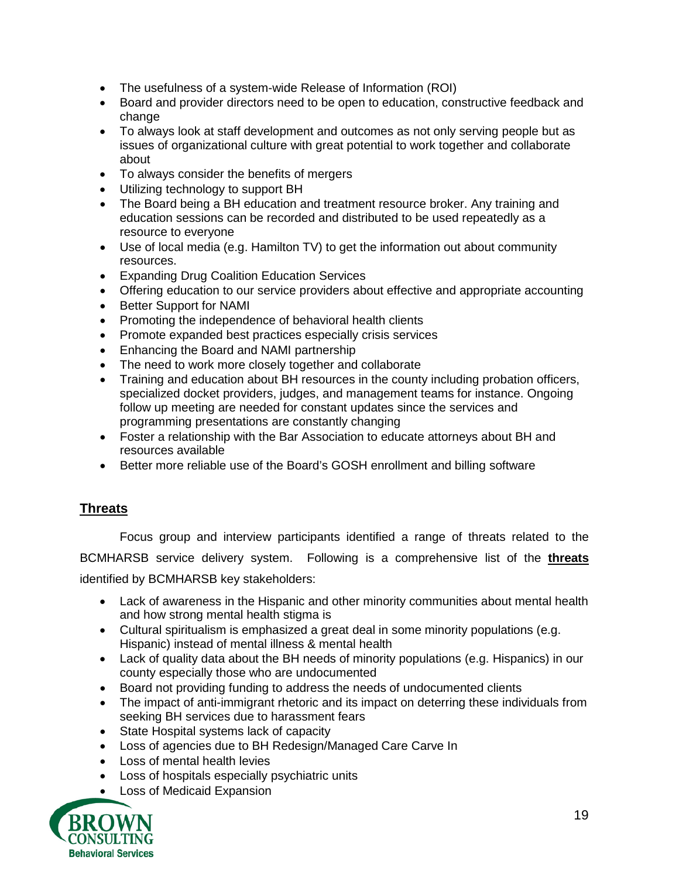- The usefulness of a system-wide Release of Information (ROI)
- Board and provider directors need to be open to education, constructive feedback and change
- To always look at staff development and outcomes as not only serving people but as issues of organizational culture with great potential to work together and collaborate about
- To always consider the benefits of mergers
- Utilizing technology to support BH
- The Board being a BH education and treatment resource broker. Any training and education sessions can be recorded and distributed to be used repeatedly as a resource to everyone
- Use of local media (e.g. Hamilton TV) to get the information out about community resources.
- Expanding Drug Coalition Education Services
- Offering education to our service providers about effective and appropriate accounting
- Better Support for NAMI
- Promoting the independence of behavioral health clients
- Promote expanded best practices especially crisis services
- Enhancing the Board and NAMI partnership
- The need to work more closely together and collaborate
- Training and education about BH resources in the county including probation officers, specialized docket providers, judges, and management teams for instance. Ongoing follow up meeting are needed for constant updates since the services and programming presentations are constantly changing
- Foster a relationship with the Bar Association to educate attorneys about BH and resources available
- Better more reliable use of the Board's GOSH enrollment and billing software

## Threats

Focus group and interview participants identified a range of threats related to the BCMHARSB service delivery system. Following is a comprehensive list of the **threats** identified by BCMHARSB key stakeholders:

- Lack of awareness in the Hispanic and other minority communities about mental health and how strong mental health stigma is
- Cultural spiritualism is emphasized a great deal in some minority populations (e.g. Hispanic) instead of mental illness & mental health
- Lack of quality data about the BH needs of minority populations (e.g. Hispanics) in our county especially those who are undocumented
- Board not providing funding to address the needs of undocumented clients
- The impact of anti-immigrant rhetoric and its impact on deterring these individuals from seeking BH services due to harassment fears
- State Hospital systems lack of capacity
- Loss of agencies due to BH Redesign/Managed Care Carve In
- Loss of mental health levies
- Loss of hospitals especially psychiatric units
- Loss of Medicaid Expansion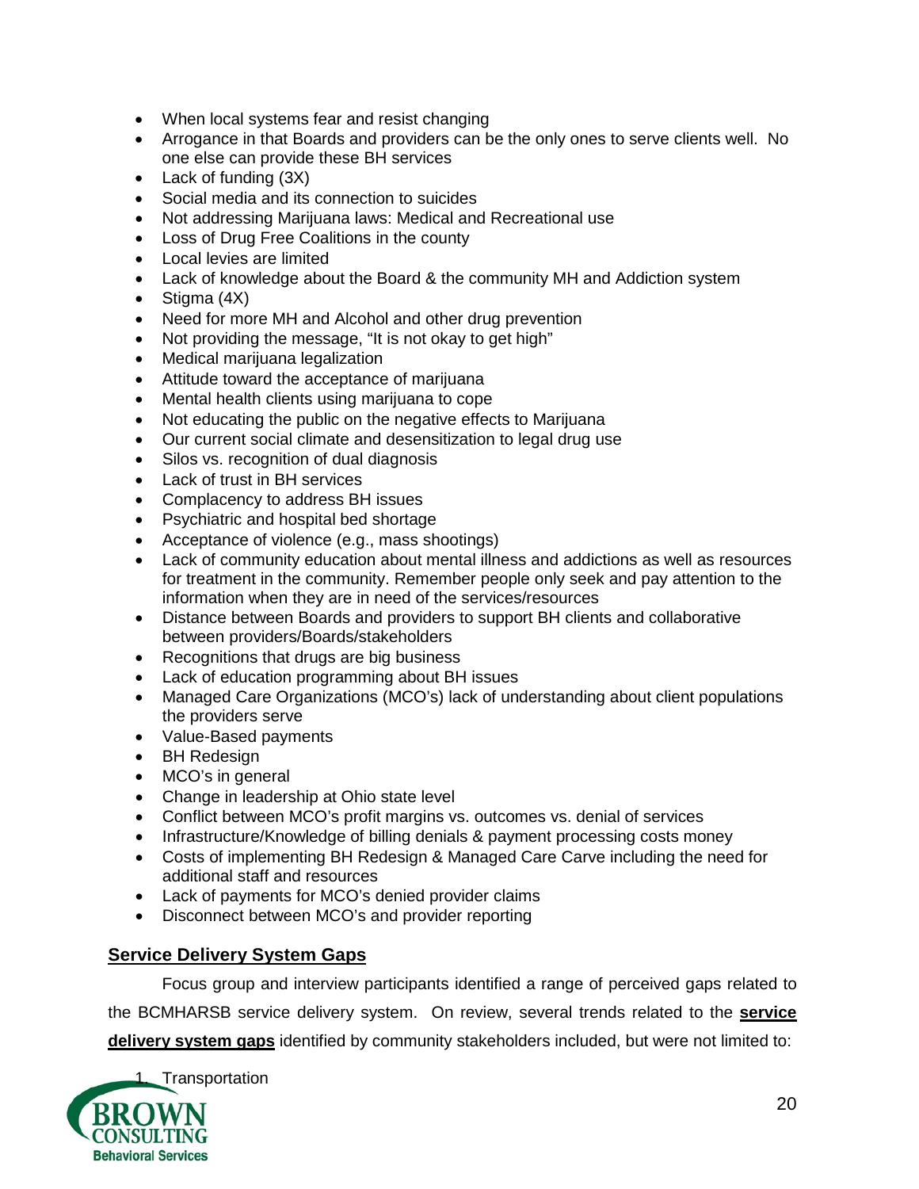- When local systems fear and resist changing
- Arrogance in that Boards and providers can be the only ones to serve clients well. No one else can provide these BH services
- Lack of funding (3X)
- Social media and its connection to suicides
- Not addressing Marijuana laws: Medical and Recreational use
- Loss of Drug Free Coalitions in the county
- Local levies are limited
- Lack of knowledge about the Board & the community MH and Addiction system
- Stigma (4X)
- Need for more MH and Alcohol and other drug prevention
- Not providing the message, "It is not okay to get high"
- Medical marijuana legalization
- Attitude toward the acceptance of marijuana
- Mental health clients using marijuana to cope
- Not educating the public on the negative effects to Marijuana
- Our current social climate and desensitization to legal drug use
- Silos vs. recognition of dual diagnosis
- Lack of trust in BH services
- Complacency to address BH issues
- Psychiatric and hospital bed shortage
- Acceptance of violence (e.g., mass shootings)
- Lack of community education about mental illness and addictions as well as resources for treatment in the community. Remember people only seek and pay attention to the information when they are in need of the services/resources
- Distance between Boards and providers to support BH clients and collaborative between providers/Boards/stakeholders
- Recognitions that drugs are big business
- Lack of education programming about BH issues
- Managed Care Organizations (MCO's) lack of understanding about client populations the providers serve
- Value-Based payments
- BH Redesign
- MCO's in general
- Change in leadership at Ohio state level
- Conflict between MCO's profit margins vs. outcomes vs. denial of services
- Infrastructure/Knowledge of billing denials & payment processing costs money
- Costs of implementing BH Redesign & Managed Care Carve including the need for additional staff and resources
- Lack of payments for MCO's denied provider claims
- Disconnect between MCO's and provider reporting

## Service Delivery System Gaps

Focus group and interview participants identified a range of perceived gaps related to the BCMHARSB service delivery system. On review, several trends related to the **service delivery system gaps** identified by community stakeholders included, but were not limited to:

1. Transportation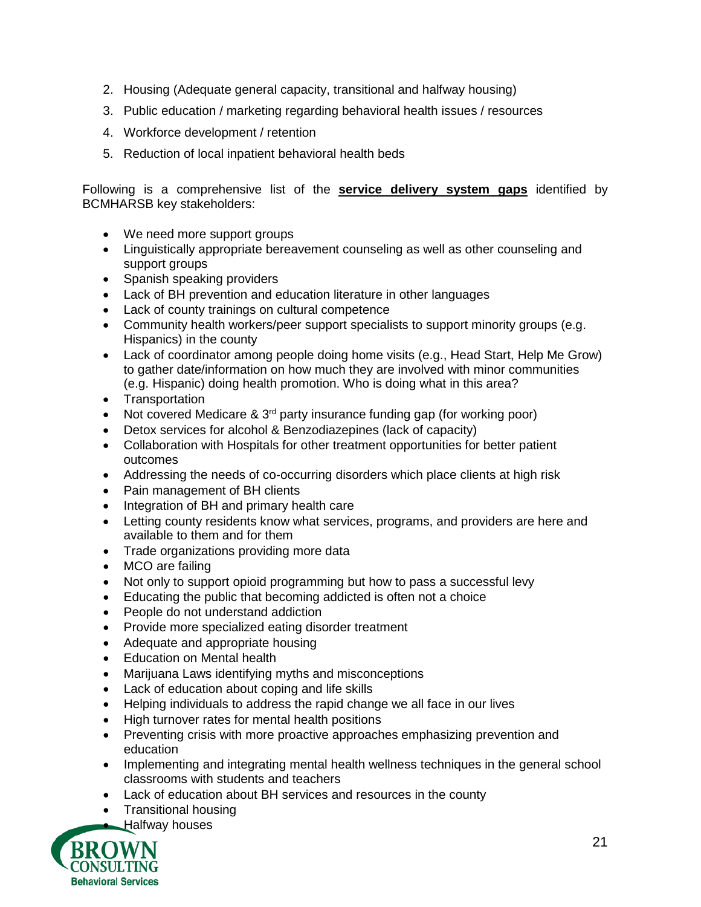2. Housing (Adequate general capacity, transitional and halfway housing)
3. Public education / marketing regarding behavioral health issues / resources
4. Workforce development / retention
5. Reduction of local inpatient behavioral health beds

Following is a comprehensive list of the **service delivery system gaps** identified by BCMHARSB key stakeholders:

- We need more support groups
- Linguistically appropriate bereavement counseling as well as other counseling and support groups
- Spanish speaking providers
- Lack of BH prevention and education literature in other languages
- Lack of county trainings on cultural competence
- Community health workers/peer support specialists to support minority groups (e.g. Hispanics) in the county
- Lack of coordinator among people doing home visits (e.g., Head Start, Help Me Grow) to gather date/information on how much they are involved with minor communities (e.g. Hispanic) doing health promotion. Who is doing what in this area?
- Transportation
- Not covered Medicare & 3rd party insurance funding gap (for working poor)
- Detox services for alcohol & Benzodiazepines (lack of capacity)
- Collaboration with Hospitals for other treatment opportunities for better patient outcomes
- Addressing the needs of co-occurring disorders which place clients at high risk
- Pain management of BH clients
- Integration of BH and primary health care
- Letting county residents know what services, programs, and providers are here and available to them and for them
- Trade organizations providing more data
- MCO are failing
- Not only to support opioid programming but how to pass a successful levy
- Educating the public that becoming addicted is often not a choice
- People do not understand addiction
- Provide more specialized eating disorder treatment
- Adequate and appropriate housing
- Education on Mental health
- Marijuana Laws identifying myths and misconceptions
- Lack of education about coping and life skills
- Helping individuals to address the rapid change we all face in our lives
- High turnover rates for mental health positions
- Preventing crisis with more proactive approaches emphasizing prevention and education
- Implementing and integrating mental health wellness techniques in the general school classrooms with students and teachers
- Lack of education about BH services and resources in the county
- Transitional housing
- Halfway houses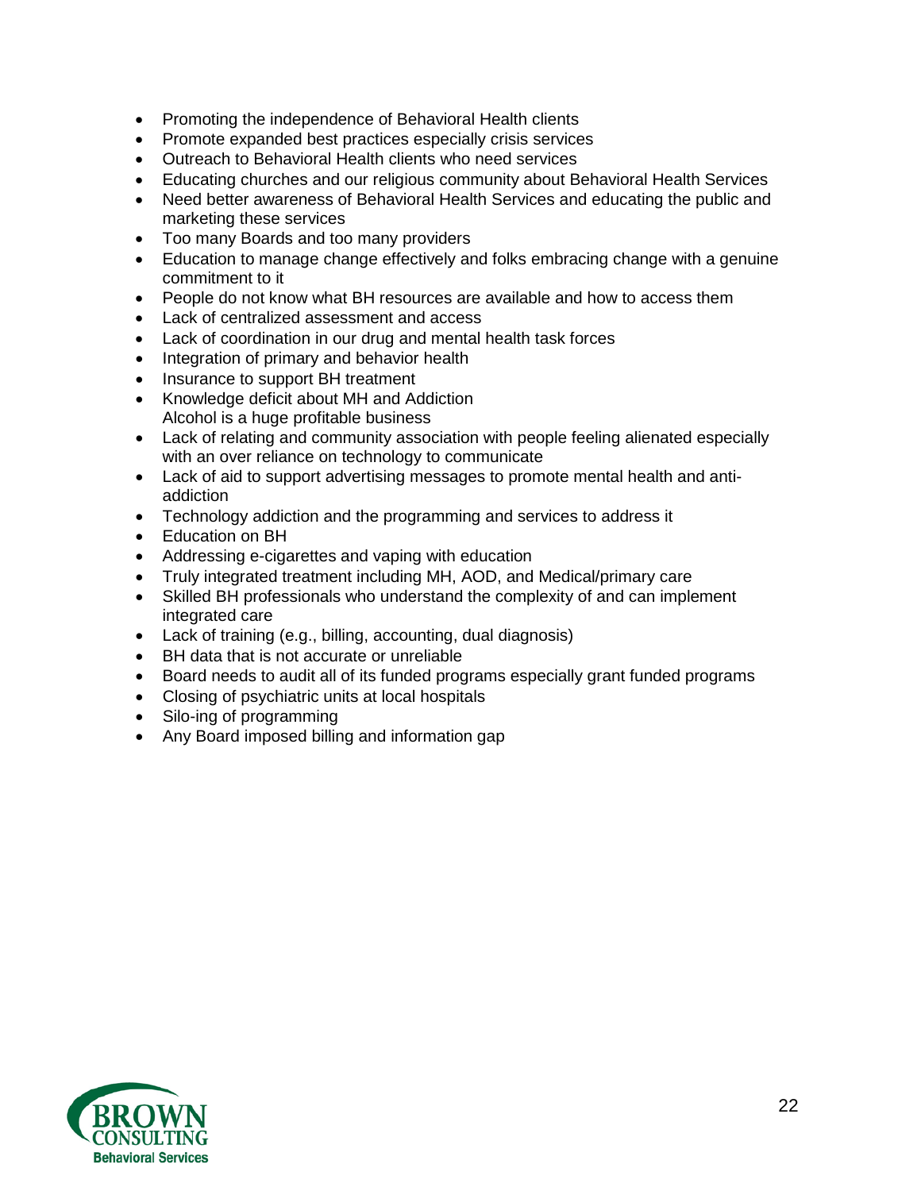- Promoting the independence of Behavioral Health clients
- Promote expanded best practices especially crisis services
- Outreach to Behavioral Health clients who need services
- Educating churches and our religious community about Behavioral Health Services
- Need better awareness of Behavioral Health Services and educating the public and marketing these services
- Too many Boards and too many providers
- Education to manage change effectively and folks embracing change with a genuine commitment to it
- People do not know what BH resources are available and how to access them
- Lack of centralized assessment and access
- Lack of coordination in our drug and mental health task forces
- Integration of primary and behavior health
- Insurance to support BH treatment
- Knowledge deficit about MH and Addiction
  Alcohol is a huge profitable business
- Lack of relating and community association with people feeling alienated especially with an over reliance on technology to communicate
- Lack of aid to support advertising messages to promote mental health and anti-addiction
- Technology addiction and the programming and services to address it
- Education on BH
- Addressing e-cigarettes and vaping with education
- Truly integrated treatment including MH, AOD, and Medical/primary care
- Skilled BH professionals who understand the complexity of and can implement integrated care
- Lack of training (e.g., billing, accounting, dual diagnosis)
- BH data that is not accurate or unreliable
- Board needs to audit all of its funded programs especially grant funded programs
- Closing of psychiatric units at local hospitals
- Silo-ing of programming
- Any Board imposed billing and information gap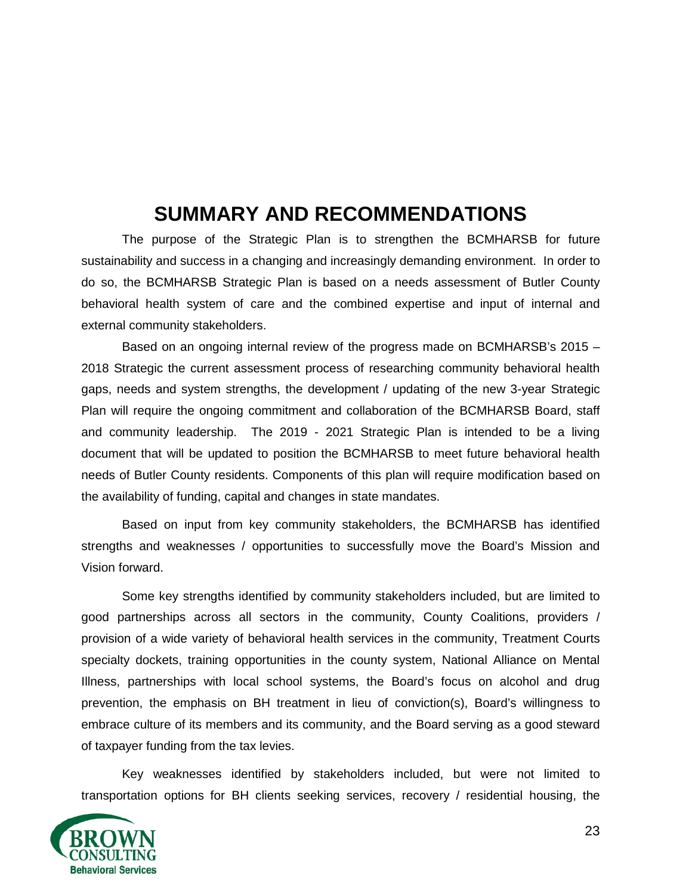# SUMMARY AND RECOMMENDATIONS

The purpose of the Strategic Plan is to strengthen the BCMHARSB for future sustainability and success in a changing and increasingly demanding environment. In order to do so, the BCMHARSB Strategic Plan is based on a needs assessment of Butler County behavioral health system of care and the combined expertise and input of internal and external community stakeholders.

Based on an ongoing internal review of the progress made on BCMHARSB's 2015 – 2018 Strategic the current assessment process of researching community behavioral health gaps, needs and system strengths, the development / updating of the new 3-year Strategic Plan will require the ongoing commitment and collaboration of the BCMHARSB Board, staff and community leadership. The 2019 - 2021 Strategic Plan is intended to be a living document that will be updated to position the BCMHARSB to meet future behavioral health needs of Butler County residents. Components of this plan will require modification based on the availability of funding, capital and changes in state mandates.

Based on input from key community stakeholders, the BCMHARSB has identified strengths and weaknesses / opportunities to successfully move the Board's Mission and Vision forward.

Some key strengths identified by community stakeholders included, but are limited to good partnerships across all sectors in the community, County Coalitions, providers / provision of a wide variety of behavioral health services in the community, Treatment Courts specialty dockets, training opportunities in the county system, National Alliance on Mental Illness, partnerships with local school systems, the Board's focus on alcohol and drug prevention, the emphasis on BH treatment in lieu of conviction(s), Board's willingness to embrace culture of its members and its community, and the Board serving as a good steward of taxpayer funding from the tax levies.

Key weaknesses identified by stakeholders included, but were not limited to transportation options for BH clients seeking services, recovery / residential housing, the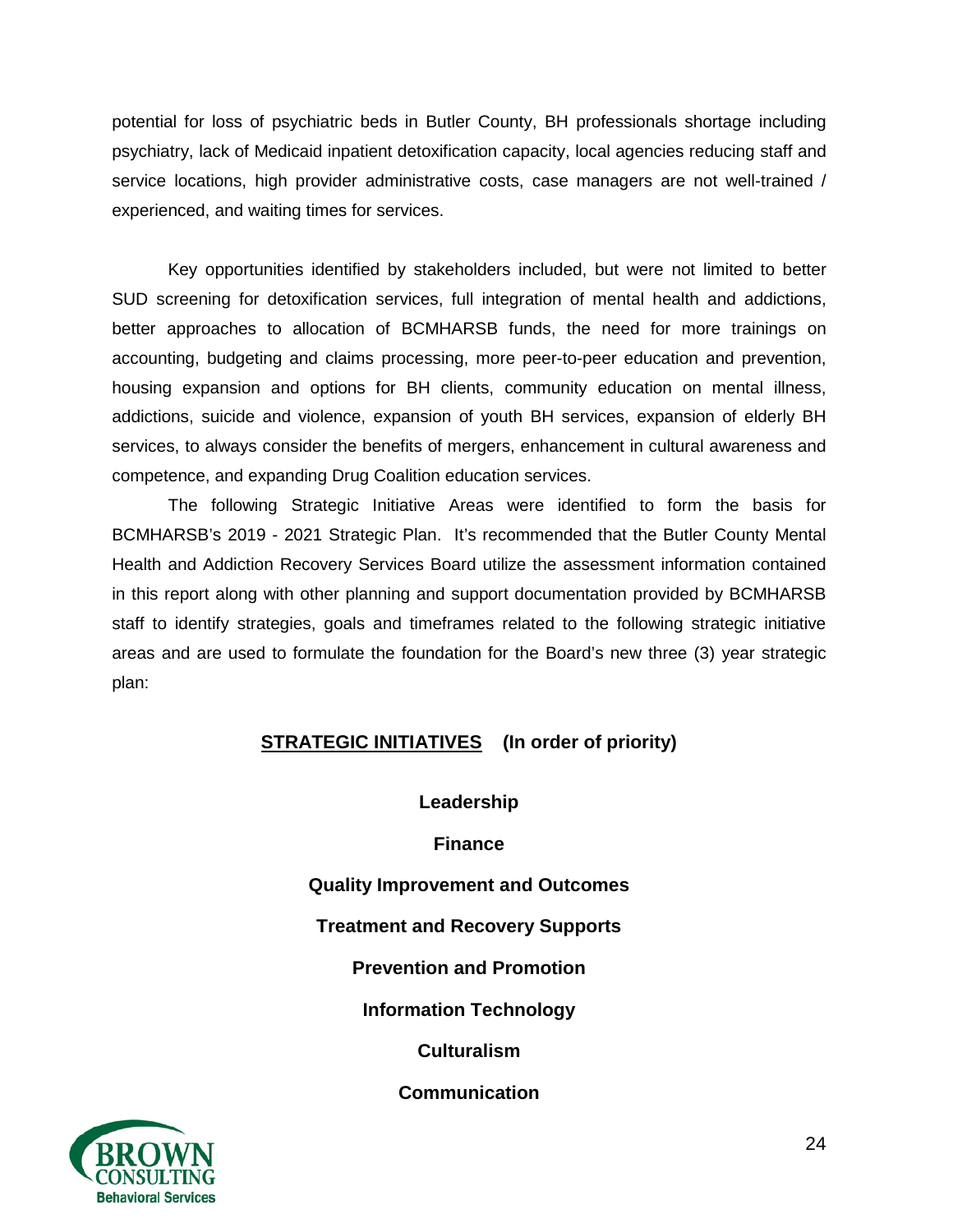potential for loss of psychiatric beds in Butler County, BH professionals shortage including psychiatry, lack of Medicaid inpatient detoxification capacity, local agencies reducing staff and service locations, high provider administrative costs, case managers are not well-trained / experienced, and waiting times for services.

Key opportunities identified by stakeholders included, but were not limited to better SUD screening for detoxification services, full integration of mental health and addictions, better approaches to allocation of BCMHARSB funds, the need for more trainings on accounting, budgeting and claims processing, more peer-to-peer education and prevention, housing expansion and options for BH clients, community education on mental illness, addictions, suicide and violence, expansion of youth BH services, expansion of elderly BH services, to always consider the benefits of mergers, enhancement in cultural awareness and competence, and expanding Drug Coalition education services.

The following Strategic Initiative Areas were identified to form the basis for BCMHARSB's 2019 - 2021 Strategic Plan. It's recommended that the Butler County Mental Health and Addiction Recovery Services Board utilize the assessment information contained in this report along with other planning and support documentation provided by BCMHARSB staff to identify strategies, goals and timeframes related to the following strategic initiative areas and are used to formulate the foundation for the Board's new three (3) year strategic plan:

**<u>STRATEGIC INITIATIVES</u> (In order of priority)**

**Leadership**

**Finance**

**Quality Improvement and Outcomes**

**Treatment and Recovery Supports**

**Prevention and Promotion**

**Information Technology**

**Culturalism**

**Communication**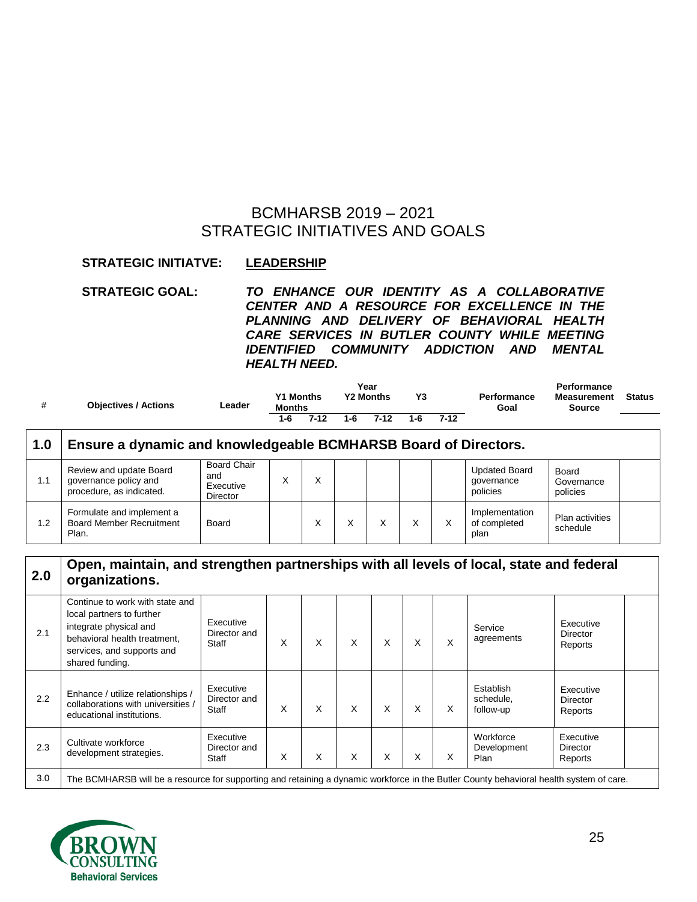# BCMHARSB 2019 – 2021
# STRATEGIC INITIATIVES AND GOALS

**STRATEGIC INITIATVE:** **LEADERSHIP**

**STRATEGIC GOAL:** ***TO ENHANCE OUR IDENTITY AS A COLLABORATIVE CENTER AND A RESOURCE FOR EXCELLENCE IN THE PLANNING AND DELIVERY OF BEHAVIORAL HEALTH CARE SERVICES IN BUTLER COUNTY WHILE MEETING IDENTIFIED COMMUNITY ADDICTION AND MENTAL HEALTH NEED.***

| # | Objectives / Actions | Leader | Y1 Months | | Y2 Months | | Y3 | | Performance Goal | Performance Measurement Source | Status |
|---|---|---|---|---|---|---|---|---|---|---|---|
| | | | 1-6 | 7-12 | 1-6 | 7-12 | 1-6 | 7-12 | | | |
| **1.0** | **Ensure a dynamic and knowledgeable BCMHARSB Board of Directors.** | | | | | | | | | | |
| 1.1 | Review and update Board governance policy and procedure, as indicated. | Board Chair and Executive Director | X | X | | | | | Updated Board governance policies | Board Governance policies | |
| 1.2 | Formulate and implement a Board Member Recruitment Plan. | Board | | X | X | X | X | X | Implementation of completed plan | Plan activities schedule | |
| **2.0** | **Open, maintain, and strengthen partnerships with all levels of local, state and federal organizations.** | | | | | | | | | | |
| 2.1 | Continue to work with state and local partners to further integrate physical and behavioral health treatment, services, and supports and shared funding. | Executive Director and Staff | X | X | X | X | X | X | Service agreements | Executive Director Reports | |
| 2.2 | Enhance / utilize relationships / collaborations with universities / educational institutions. | Executive Director and Staff | X | X | X | X | X | X | Establish schedule, follow-up | Executive Director Reports | |
| 2.3 | Cultivate workforce development strategies. | Executive Director and Staff | X | X | X | X | X | X | Workforce Development Plan | Executive Director Reports | |
| 3.0 | The BCMHARSB will be a resource for supporting and retaining a dynamic workforce in the Butler County behavioral health system of care. | | | | | | | | | | |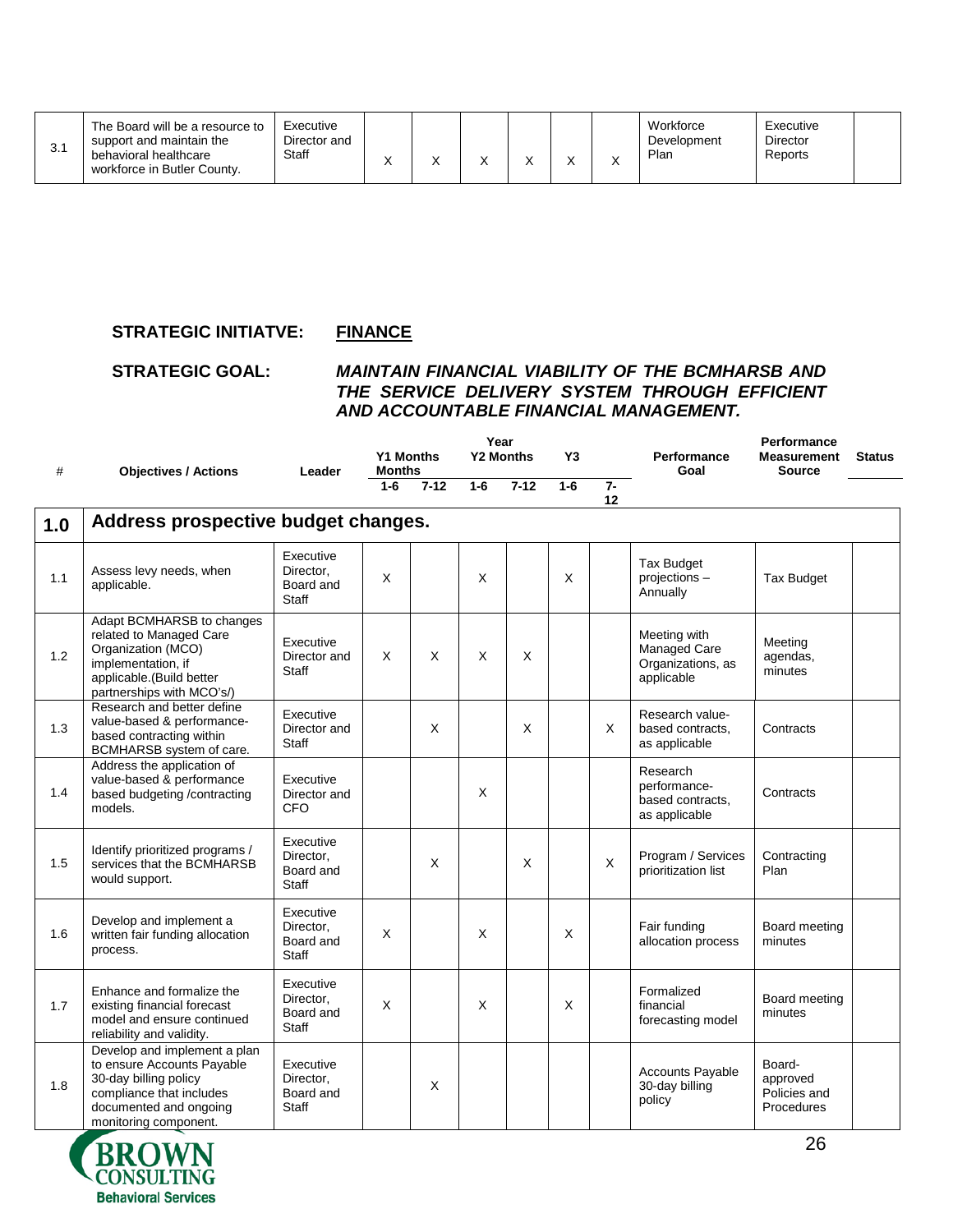| 3.1 | The Board will be a resource to support and maintain the behavioral healthcare workforce in Butler County. | Executive Director and Staff | X | X | X | X | X | X | Workforce Development Plan | Executive Director Reports | |
|---|---|---|---|---|---|---|---|---|---|---|---|

**STRATEGIC INITIATVE:** **FINANCE**

**STRATEGIC GOAL:** ***MAINTAIN FINANCIAL VIABILITY OF THE BCMHARSB AND THE SERVICE DELIVERY SYSTEM THROUGH EFFICIENT AND ACCOUNTABLE FINANCIAL MANAGEMENT.***

| # | Objectives / Actions | Leader | Y1 Months | | Y2 Months | | Y3 | | Performance Goal | Performance Measurement Source | Status |
|---|---|---|---|---|---|---|---|---|---|---|---|
| | | | 1-6 | 7-12 | 1-6 | 7-12 | 1-6 | 7-12 | | | |
| **1.0** | **Address prospective budget changes.** | | | | | | | | | | |
| 1.1 | Assess levy needs, when applicable. | Executive Director, Board and Staff | X | | X | | X | | Tax Budget projections – Annually | Tax Budget | |
| 1.2 | Adapt BCMHARSB to changes related to Managed Care Organization (MCO) implementation, if applicable.(Build better partnerships with MCO's/) | Executive Director and Staff | X | X | X | X | | | Meeting with Managed Care Organizations, as applicable | Meeting agendas, minutes | |
| 1.3 | Research and better define value-based & performance-based contracting within BCMHARSB system of care. | Executive Director and Staff | | X | | X | | X | Research value-based contracts, as applicable | Contracts | |
| 1.4 | Address the application of value-based & performance based budgeting /contracting models. | Executive Director and CFO | | | X | | | | Research performance-based contracts, as applicable | Contracts | |
| 1.5 | Identify prioritized programs / services that the BCMHARSB would support. | Executive Director, Board and Staff | | X | | X | | X | Program / Services prioritization list | Contracting Plan | |
| 1.6 | Develop and implement a written fair funding allocation process. | Executive Director, Board and Staff | X | | X | | X | | Fair funding allocation process | Board meeting minutes | |
| 1.7 | Enhance and formalize the existing financial forecast model and ensure continued reliability and validity. | Executive Director, Board and Staff | X | | X | | X | | Formalized financial forecasting model | Board meeting minutes | |
| 1.8 | Develop and implement a plan to ensure Accounts Payable 30-day billing policy compliance that includes documented and ongoing monitoring component. | Executive Director, Board and Staff | | X | | | | | Accounts Payable 30-day billing policy | Board-approved Policies and Procedures | |

BROWN CONSULTING Behavioral Services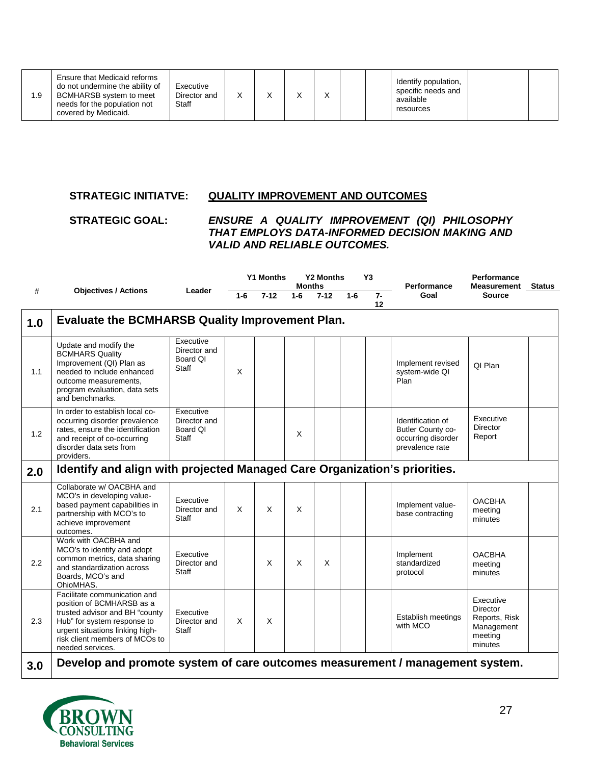| 1.9 | Ensure that Medicaid reforms do not undermine the ability of BCMHARSB system to meet needs for the population not covered by Medicaid. | Executive Director and Staff | X | X | X | X | | | Identify population, specific needs and available resources | | |
|---|---|---|---|---|---|---|---|---|---|---|---|

**STRATEGIC INITIATVE:** **QUALITY IMPROVEMENT AND OUTCOMES**

**STRATEGIC GOAL:** ***ENSURE A QUALITY IMPROVEMENT (QI) PHILOSOPHY THAT EMPLOYS DATA-INFORMED DECISION MAKING AND VALID AND RELIABLE OUTCOMES.***

| # | Objectives / Actions | Leader | Y1 Months | | Y2 Months | | Y3 Months | | Performance Goal | Performance Measurement Source | Status |
|---|---|---|---|---|---|---|---|---|---|---|---|
| | | | 1-6 | 7-12 | 1-6 | 7-12 | 1-6 | 7-12 | | | |
| **1.0** | **Evaluate the BCMHARSB Quality Improvement Plan.** | | | | | | | | | | |
| 1.1 | Update and modify the BCMHARS Quality Improvement (QI) Plan as needed to include enhanced outcome measurements, program evaluation, data sets and benchmarks. | Executive Director and Board QI Staff | X | | | | | | Implement revised system-wide QI Plan | QI Plan | |
| 1.2 | In order to establish local co-occurring disorder prevalence rates, ensure the identification and receipt of co-occurring disorder data sets from providers. | Executive Director and Board QI Staff | | | X | | | | Identification of Butler County co-occurring disorder prevalence rate | Executive Director Report | |
| **2.0** | **Identify and align with projected Managed Care Organization's priorities.** | | | | | | | | | | |
| 2.1 | Collaborate w/ OACBHA and MCO's in developing value-based payment capabilities in partnership with MCO's to achieve improvement outcomes. | Executive Director and Staff | X | X | X | | | | Implement value-base contracting | OACBHA meeting minutes | |
| 2.2 | Work with OACBHA and MCO's to identify and adopt common metrics, data sharing and standardization across Boards, MCO's and OhioMHAS. | Executive Director and Staff | | X | X | X | | | Implement standardized protocol | OACBHA meeting minutes | |
| 2.3 | Facilitate communication and position of BCMHARSB as a trusted advisor and BH "county Hub" for system response to urgent situations linking high-risk client members of MCOs to needed services. | Executive Director and Staff | X | X | | | | | Establish meetings with MCO | Executive Director Reports, Risk Management meeting minutes | |
| **3.0** | **Develop and promote system of care outcomes measurement / management system.** | | | | | | | | | | |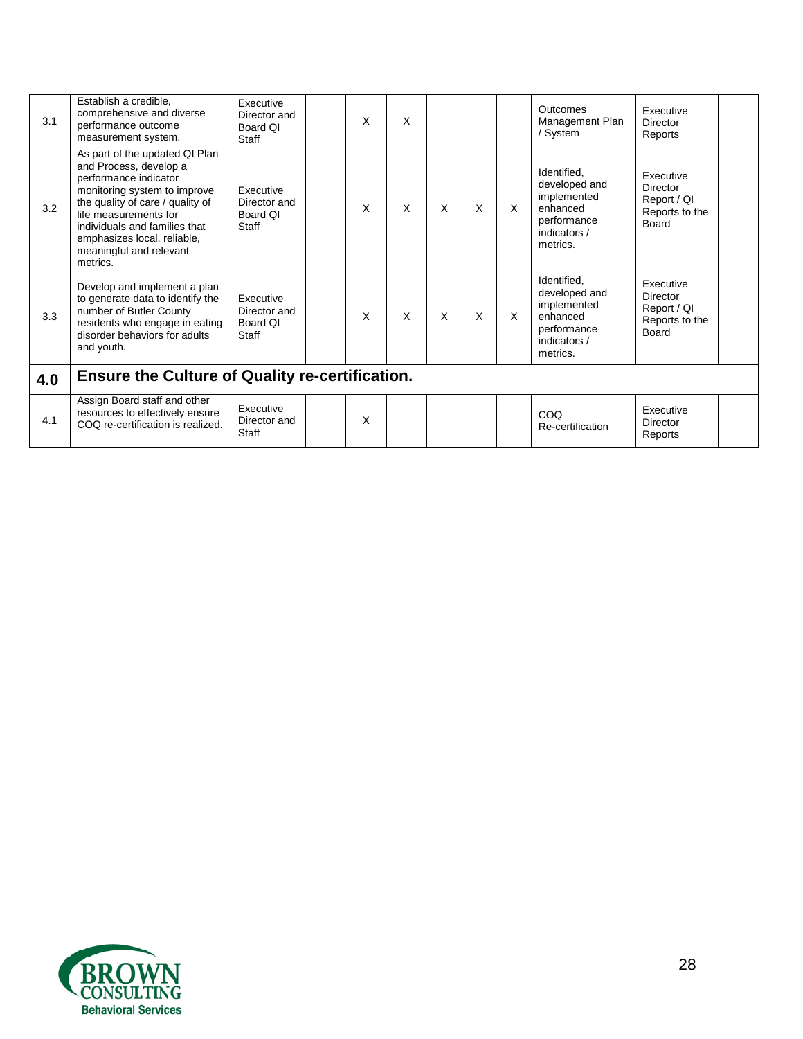| | | | | | | | | | | | |
|---|---|---|---|---|---|---|---|---|---|---|---|
| 3.1 | Establish a credible, comprehensive and diverse performance outcome measurement system. | Executive Director and Board QI Staff | | X | X | | | | Outcomes Management Plan / System | Executive Director Reports | |
| 3.2 | As part of the updated QI Plan and Process, develop a performance indicator monitoring system to improve the quality of care / quality of life measurements for individuals and families that emphasizes local, reliable, meaningful and relevant metrics. | Executive Director and Board QI Staff | | X | X | X | X | X | Identified, developed and implemented enhanced performance indicators / metrics. | Executive Director Report / QI Reports to the Board | |
| 3.3 | Develop and implement a plan to generate data to identify the number of Butler County residents who engage in eating disorder behaviors for adults and youth. | Executive Director and Board QI Staff | | X | X | X | X | X | Identified, developed and implemented enhanced performance indicators / metrics. | Executive Director Report / QI Reports to the Board | |
| **4.0** | **Ensure the Culture of Quality re-certification.** | | | | | | | | | | |
| 4.1 | Assign Board staff and other resources to effectively ensure COQ re-certification is realized. | Executive Director and Staff | | X | | | | | COQ Re-certification | Executive Director Reports | |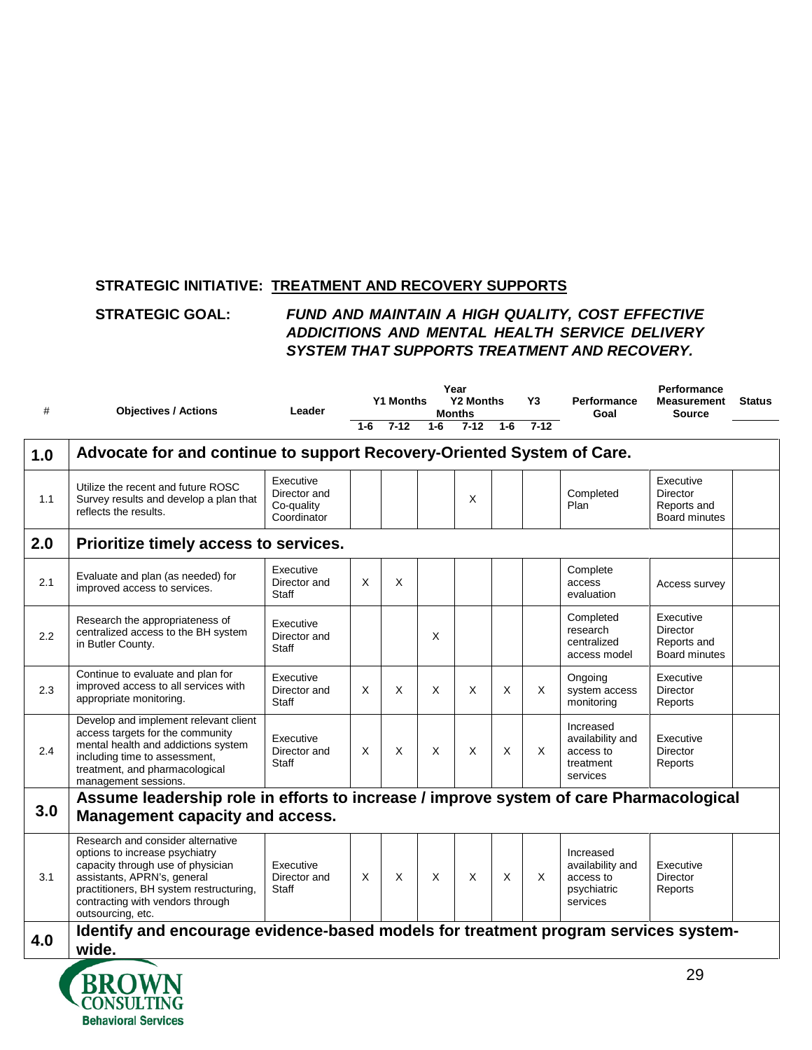**STRATEGIC INITIATIVE: TREATMENT AND RECOVERY SUPPORTS**

**STRATEGIC GOAL:** ***FUND AND MAINTAIN A HIGH QUALITY, COST EFFECTIVE ADDICTIONS AND MENTAL HEALTH SERVICE DELIVERY SYSTEM THAT SUPPORTS TREATMENT AND RECOVERY.***

| # | Objectives / Actions | Leader | Year Y1 Months | | Y2 Months | | Y3 | | Performance Goal | Performance Measurement Source | Status |
|---|---|---|---|---|---|---|---|---|---|---|---|
| | | | 1-6 | 7-12 | 1-6 | 7-12 | 1-6 | 7-12 | | | |
| **1.0** | **Advocate for and continue to support Recovery-Oriented System of Care.** | | | | | | | | | | |
| 1.1 | Utilize the recent and future ROSC Survey results and develop a plan that reflects the results. | Executive Director and Co-quality Coordinator | | | | X | | | Completed Plan | Executive Director Reports and Board minutes | |
| **2.0** | **Prioritize timely access to services.** | | | | | | | | | | |
| 2.1 | Evaluate and plan (as needed) for improved access to services. | Executive Director and Staff | X | X | | | | | Complete access evaluation | Access survey | |
| 2.2 | Research the appropriateness of centralized access to the BH system in Butler County. | Executive Director and Staff | | | X | | | | Completed research centralized access model | Executive Director Reports and Board minutes | |
| 2.3 | Continue to evaluate and plan for improved access to all services with appropriate monitoring. | Executive Director and Staff | X | X | X | X | X | X | Ongoing system access monitoring | Executive Director Reports | |
| 2.4 | Develop and implement relevant client access targets for the community mental health and addictions system including time to assessment, treatment, and pharmacological management sessions. | Executive Director and Staff | X | X | X | X | X | X | Increased availability and access to treatment services | Executive Director Reports | |
| **3.0** | **Assume leadership role in efforts to increase / improve system of care Pharmacological Management capacity and access.** | | | | | | | | | | |
| 3.1 | Research and consider alternative options to increase psychiatry capacity through use of physician assistants, APRN's, general practitioners, BH system restructuring, contracting with vendors through outsourcing, etc. | Executive Director and Staff | X | X | X | X | X | X | Increased availability and access to psychiatric services | Executive Director Reports | |
| **4.0** | **Identify and encourage evidence-based models for treatment program services system-wide.** | | | | | | | | | | |

BROWN CONSULTING Behavioral Services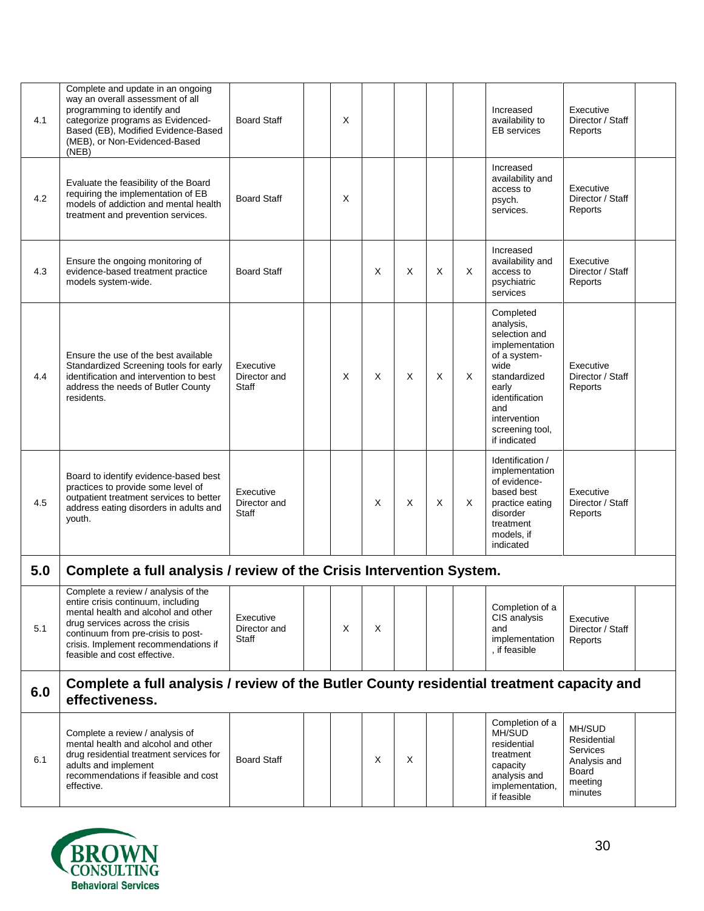| | | | | | | | | | | | |
|---|---|---|---|---|---|---|---|---|---|---|---|
| 4.1 | Complete and update in an ongoing way an overall assessment of all programming to identify and categorize programs as Evidenced-Based (EB), Modified Evidence-Based (MEB), or Non-Evidenced-Based (NEB) | Board Staff | | X | | | | | Increased availability to EB services | Executive Director / Staff Reports | |
| 4.2 | Evaluate the feasibility of the Board requiring the implementation of EB models of addiction and mental health treatment and prevention services. | Board Staff | | X | | | | | Increased availability and access to psych. services. | Executive Director / Staff Reports | |
| 4.3 | Ensure the ongoing monitoring of evidence-based treatment practice models system-wide. | Board Staff | | | X | X | X | X | Increased availability and access to psychiatric services | Executive Director / Staff Reports | |
| 4.4 | Ensure the use of the best available Standardized Screening tools for early identification and intervention to best address the needs of Butler County residents. | Executive Director and Staff | | X | X | X | X | X | Completed analysis, selection and implementation of a system-wide standardized early identification and intervention screening tool, if indicated | Executive Director / Staff Reports | |
| 4.5 | Board to identify evidence-based best practices to provide some level of outpatient treatment services to better address eating disorders in adults and youth. | Executive Director and Staff | | | X | X | X | X | Identification / implementation of evidence-based best practice eating disorder treatment models, if indicated | Executive Director / Staff Reports | |
| **5.0** | **Complete a full analysis / review of the Crisis Intervention System.** | | | | | | | | | | |
| 5.1 | Complete a review / analysis of the entire crisis continuum, including mental health and alcohol and other drug services across the crisis continuum from pre-crisis to post-crisis. Implement recommendations if feasible and cost effective. | Executive Director and Staff | | X | X | | | | Completion of a CIS analysis and implementation, if feasible | Executive Director / Staff Reports | |
| **6.0** | **Complete a full analysis / review of the Butler County residential treatment capacity and effectiveness.** | | | | | | | | | | |
| 6.1 | Complete a review / analysis of mental health and alcohol and other drug residential treatment services for adults and implement recommendations if feasible and cost effective. | Board Staff | | | X | X | | | Completion of a MH/SUD residential treatment capacity analysis and implementation, if feasible | MH/SUD Residential Services Analysis and Board meeting minutes | |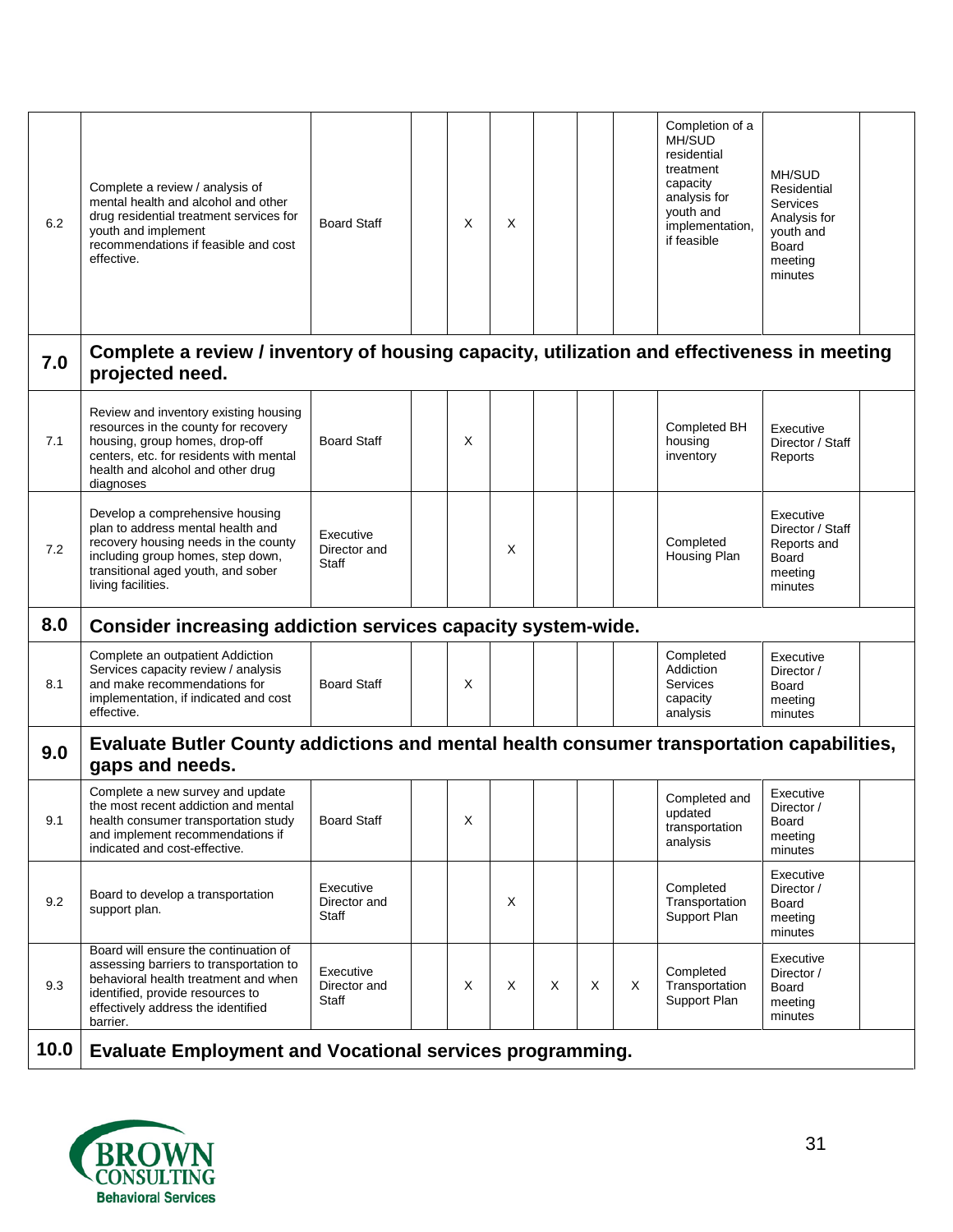| | | | | | | | | | | | |
|---|---|---|---|---|---|---|---|---|---|---|---|
| 6.2 | Complete a review / analysis of mental health and alcohol and other drug residential treatment services for youth and implement recommendations if feasible and cost effective. | Board Staff | | X | X | | | | Completion of a MH/SUD residential treatment capacity analysis for youth and implementation, if feasible | MH/SUD Residential Services Analysis for youth and Board meeting minutes | |
| **7.0** | **Complete a review / inventory of housing capacity, utilization and effectiveness in meeting projected need.** | | | | | | | | | | |
| 7.1 | Review and inventory existing housing resources in the county for recovery housing, group homes, drop-off centers, etc. for residents with mental health and alcohol and other drug diagnoses | Board Staff | | X | | | | | Completed BH housing inventory | Executive Director / Staff Reports | |
| 7.2 | Develop a comprehensive housing plan to address mental health and recovery housing needs in the county including group homes, step down, transitional aged youth, and sober living facilities. | Executive Director and Staff | | | X | | | | Completed Housing Plan | Executive Director / Staff Reports and Board meeting minutes | |
| **8.0** | **Consider increasing addiction services capacity system-wide.** | | | | | | | | | | |
| 8.1 | Complete an outpatient Addiction Services capacity review / analysis and make recommendations for implementation, if indicated and cost effective. | Board Staff | | X | | | | | Completed Addiction Services capacity analysis | Executive Director / Board meeting minutes | |
| **9.0** | **Evaluate Butler County addictions and mental health consumer transportation capabilities, gaps and needs.** | | | | | | | | | | |
| 9.1 | Complete a new survey and update the most recent addiction and mental health consumer transportation study and implement recommendations if indicated and cost-effective. | Board Staff | | X | | | | | Completed and updated transportation analysis | Executive Director / Board meeting minutes | |
| 9.2 | Board to develop a transportation support plan. | Executive Director and Staff | | | X | | | | Completed Transportation Support Plan | Executive Director / Board meeting minutes | |
| 9.3 | Board will ensure the continuation of assessing barriers to transportation to behavioral health treatment and when identified, provide resources to effectively address the identified barrier. | Executive Director and Staff | | X | X | X | X | X | Completed Transportation Support Plan | Executive Director / Board meeting minutes | |
| **10.0** | **Evaluate Employment and Vocational services programming.** | | | | | | | | | | |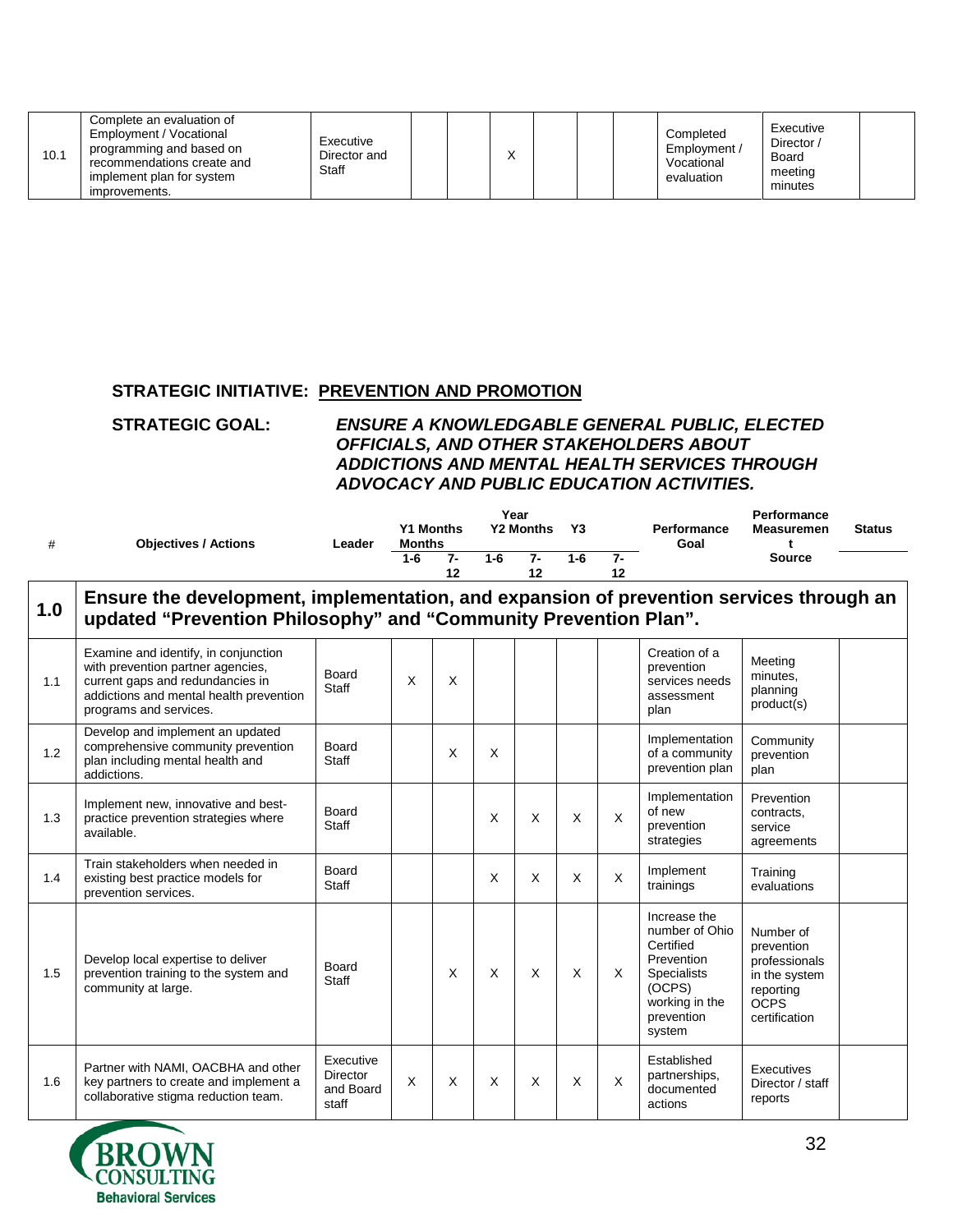| | | | | | | | | | | | | |
|---|---|---|---|---|---|---|---|---|---|---|---|---|
| 10.1 | Complete an evaluation of Employment / Vocational programming and based on recommendations create and implement plan for system improvements. | Executive Director and Staff | | | X | | | | Completed Employment / Vocational evaluation | Executive Director / Board meeting minutes | |

**STRATEGIC INITIATIVE: PREVENTION AND PROMOTION**

**STRATEGIC GOAL:** ***ENSURE A KNOWLEDGABLE GENERAL PUBLIC, ELECTED OFFICIALS, AND OTHER STAKEHOLDERS ABOUT ADDICTIONS AND MENTAL HEALTH SERVICES THROUGH ADVOCACY AND PUBLIC EDUCATION ACTIVITIES.***

| # | Objectives / Actions | Leader | Y1 Months 1-6 | Y1 Months 7-12 | Y2 Months 1-6 | Y2 Months 7-12 | Y3 1-6 | Y3 7-12 | Performance Goal | Performance Measurement Source | Status |
|---|---|---|---|---|---|---|---|---|---|---|---|
| **1.0** | **Ensure the development, implementation, and expansion of prevention services through an updated "Prevention Philosophy" and "Community Prevention Plan".** | | | | | | | | | | |
| 1.1 | Examine and identify, in conjunction with prevention partner agencies, current gaps and redundancies in addictions and mental health prevention programs and services. | Board Staff | X | X | | | | | Creation of a prevention services needs assessment plan | Meeting minutes, planning product(s) | |
| 1.2 | Develop and implement an updated comprehensive community prevention plan including mental health and addictions. | Board Staff | | X | X | | | | Implementation of a community prevention plan | Community prevention plan | |
| 1.3 | Implement new, innovative and best-practice prevention strategies where available. | Board Staff | | | X | X | X | X | Implementation of new prevention strategies | Prevention contracts, service agreements | |
| 1.4 | Train stakeholders when needed in existing best practice models for prevention services. | Board Staff | | | X | X | X | X | Implement trainings | Training evaluations | |
| 1.5 | Develop local expertise to deliver prevention training to the system and community at large. | Board Staff | | X | X | X | X | X | Increase the number of Ohio Certified Prevention Specialists (OCPS) working in the prevention system | Number of prevention professionals in the system reporting OCPS certification | |
| 1.6 | Partner with NAMI, OACBHA and other key partners to create and implement a collaborative stigma reduction team. | Executive Director and Board staff | X | X | X | X | X | X | Established partnerships, documented actions | Executives Director / staff reports | |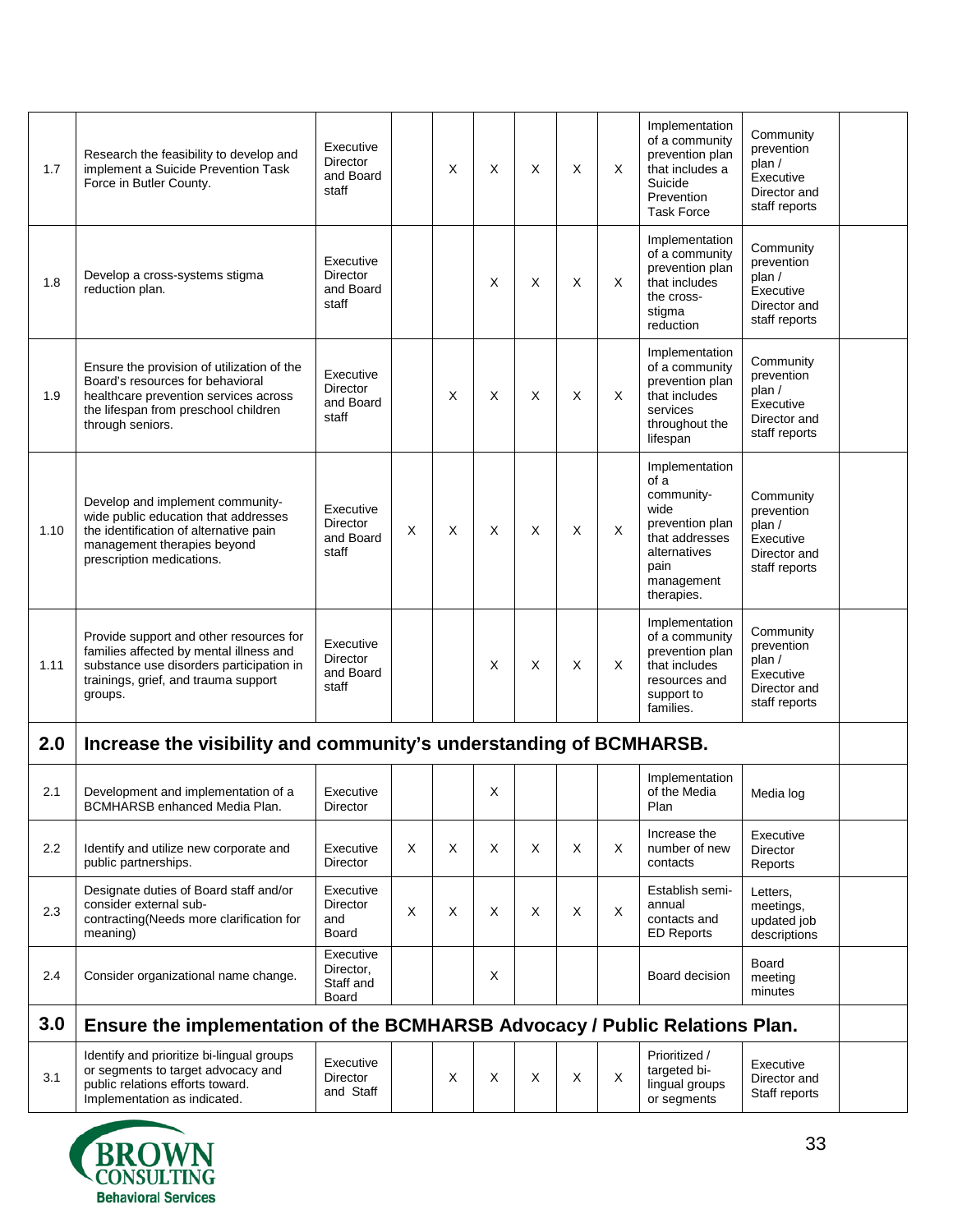| | | | | | | | | | | | |
|---|---|---|---|---|---|---|---|---|---|---|---|
| 1.7 | Research the feasibility to develop and implement a Suicide Prevention Task Force in Butler County. | Executive Director and Board staff | | X | X | X | X | X | Implementation of a community prevention plan that includes a Suicide Prevention Task Force | Community prevention plan / Executive Director and staff reports | |
| 1.8 | Develop a cross-systems stigma reduction plan. | Executive Director and Board staff | | | X | X | X | X | Implementation of a community prevention plan that includes the cross-stigma reduction | Community prevention plan / Executive Director and staff reports | |
| 1.9 | Ensure the provision of utilization of the Board's resources for behavioral healthcare prevention services across the lifespan from preschool children through seniors. | Executive Director and Board staff | | X | X | X | X | X | Implementation of a community prevention plan that includes services throughout the lifespan | Community prevention plan / Executive Director and staff reports | |
| 1.10 | Develop and implement community-wide public education that addresses the identification of alternative pain management therapies beyond prescription medications. | Executive Director and Board staff | X | X | X | X | X | X | Implementation of a community-wide prevention plan that addresses alternatives pain management therapies. | Community prevention plan / Executive Director and staff reports | |
| 1.11 | Provide support and other resources for families affected by mental illness and substance use disorders participation in trainings, grief, and trauma support groups. | Executive Director and Board staff | | | X | X | X | X | Implementation of a community prevention plan that includes resources and support to families. | Community prevention plan / Executive Director and staff reports | |
| **2.0** | **Increase the visibility and community's understanding of BCMHARSB.** | | | | | | | | | | |
| 2.1 | Development and implementation of a BCMHARSB enhanced Media Plan. | Executive Director | | | X | | | | Implementation of the Media Plan | Media log | |
| 2.2 | Identify and utilize new corporate and public partnerships. | Executive Director | X | X | X | X | X | X | Increase the number of new contacts | Executive Director Reports | |
| 2.3 | Designate duties of Board staff and/or consider external sub-contracting(Needs more clarification for meaning) | Executive Director and Board | X | X | X | X | X | X | Establish semi-annual contacts and ED Reports | Letters, meetings, updated job descriptions | |
| 2.4 | Consider organizational name change. | Executive Director, Staff and Board | | | X | | | | Board decision | Board meeting minutes | |
| **3.0** | **Ensure the implementation of the BCMHARSB Advocacy / Public Relations Plan.** | | | | | | | | | | |
| 3.1 | Identify and prioritize bi-lingual groups or segments to target advocacy and public relations efforts toward. Implementation as indicated. | Executive Director and Staff | | X | X | X | X | X | Prioritized / targeted bi-lingual groups or segments | Executive Director and Staff reports | |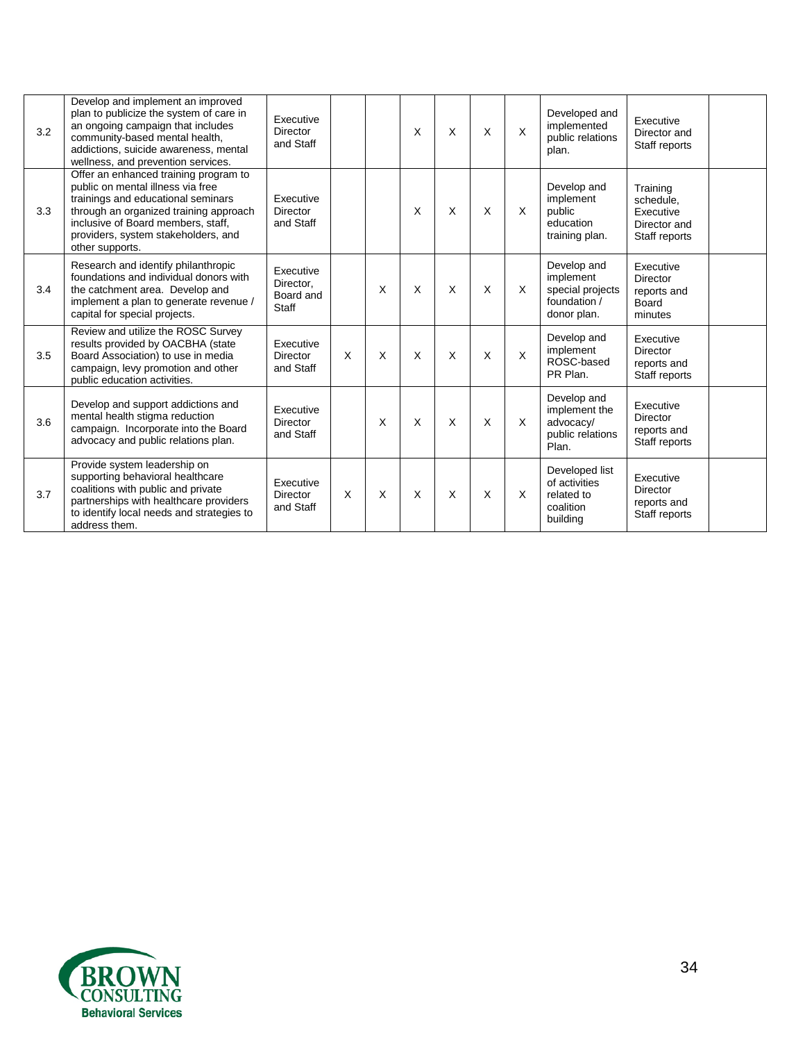| | | | | | | | | | | | |
|---|---|---|---|---|---|---|---|---|---|---|---|
| 3.2 | Develop and implement an improved plan to publicize the system of care in an ongoing campaign that includes community-based mental health, addictions, suicide awareness, mental wellness, and prevention services. | Executive Director and Staff | | | X | X | X | X | Developed and implemented public relations plan. | Executive Director and Staff reports | |
| 3.3 | Offer an enhanced training program to public on mental illness via free trainings and educational seminars through an organized training approach inclusive of Board members, staff, providers, system stakeholders, and other supports. | Executive Director and Staff | | | X | X | X | X | Develop and implement public education training plan. | Training schedule, Executive Director and Staff reports | |
| 3.4 | Research and identify philanthropic foundations and individual donors with the catchment area. Develop and implement a plan to generate revenue / capital for special projects. | Executive Director, Board and Staff | | X | X | X | X | X | Develop and implement special projects foundation / donor plan. | Executive Director reports and Board minutes | |
| 3.5 | Review and utilize the ROSC Survey results provided by OACBHA (state Board Association) to use in media campaign, levy promotion and other public education activities. | Executive Director and Staff | X | X | X | X | X | X | Develop and implement ROSC-based PR Plan. | Executive Director reports and Staff reports | |
| 3.6 | Develop and support addictions and mental health stigma reduction campaign. Incorporate into the Board advocacy and public relations plan. | Executive Director and Staff | | X | X | X | X | X | Develop and implement the advocacy/ public relations Plan. | Executive Director reports and Staff reports | |
| 3.7 | Provide system leadership on supporting behavioral healthcare coalitions with public and private partnerships with healthcare providers to identify local needs and strategies to address them. | Executive Director and Staff | X | X | X | X | X | X | Developed list of activities related to coalition building | Executive Director reports and Staff reports | |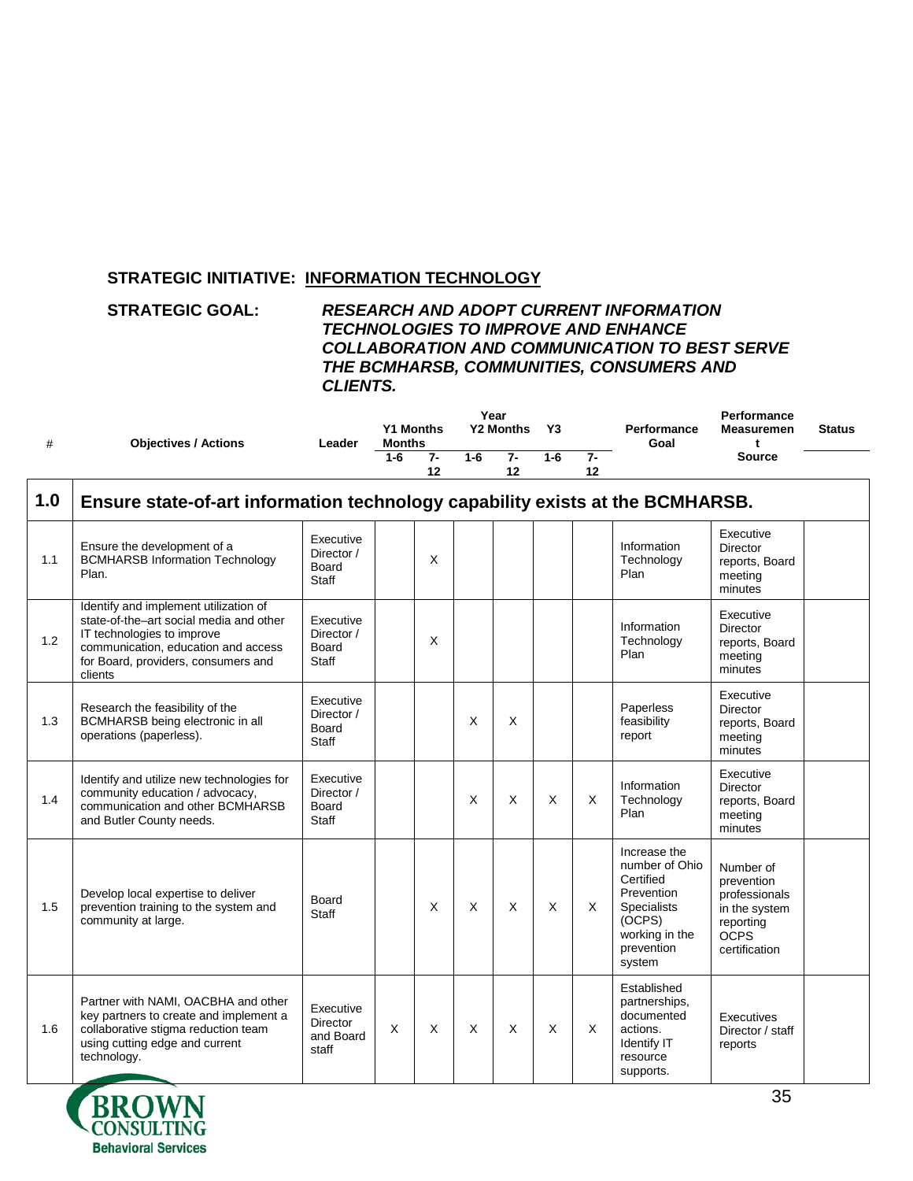**STRATEGIC INITIATIVE: INFORMATION TECHNOLOGY**

**STRATEGIC GOAL:** ***RESEARCH AND ADOPT CURRENT INFORMATION TECHNOLOGIES TO IMPROVE AND ENHANCE COLLABORATION AND COMMUNICATION TO BEST SERVE THE BCMHARSB, COMMUNITIES, CONSUMERS AND CLIENTS.***

| # | Objectives / Actions | Leader | Y1 Months | | Year Y2 Months | | Y3 | | Performance Goal | Performance Measurement Source | Status |
|---|---|---|---|---|---|---|---|---|---|---|---|
| | | | 1-6 | 7-12 | 1-6 | 7-12 | 1-6 | 7-12 | | | |
| **1.0** | **Ensure state-of-art information technology capability exists at the BCMHARSB.** | | | | | | | | | | |
| 1.1 | Ensure the development of a BCMHARSB Information Technology Plan. | Executive Director / Board Staff | | X | | | | | Information Technology Plan | Executive Director reports, Board meeting minutes | |
| 1.2 | Identify and implement utilization of state-of-the–art social media and other IT technologies to improve communication, education and access for Board, providers, consumers and clients | Executive Director / Board Staff | | X | | | | | Information Technology Plan | Executive Director reports, Board meeting minutes | |
| 1.3 | Research the feasibility of the BCMHARSB being electronic in all operations (paperless). | Executive Director / Board Staff | | | X | X | | | Paperless feasibility report | Executive Director reports, Board meeting minutes | |
| 1.4 | Identify and utilize new technologies for community education / advocacy, communication and other BCMHARSB and Butler County needs. | Executive Director / Board Staff | | | X | X | X | X | Information Technology Plan | Executive Director reports, Board meeting minutes | |
| 1.5 | Develop local expertise to deliver prevention training to the system and community at large. | Board Staff | | X | X | X | X | X | Increase the number of Ohio Certified Prevention Specialists (OCPS) working in the prevention system | Number of prevention professionals in the system reporting OCPS certification | |
| 1.6 | Partner with NAMI, OACBHA and other key partners to create and implement a collaborative stigma reduction team using cutting edge and current technology. | Executive Director and Board staff | X | X | X | X | X | X | Established partnerships, documented actions. Identify IT resource supports. | Executives Director / staff reports | |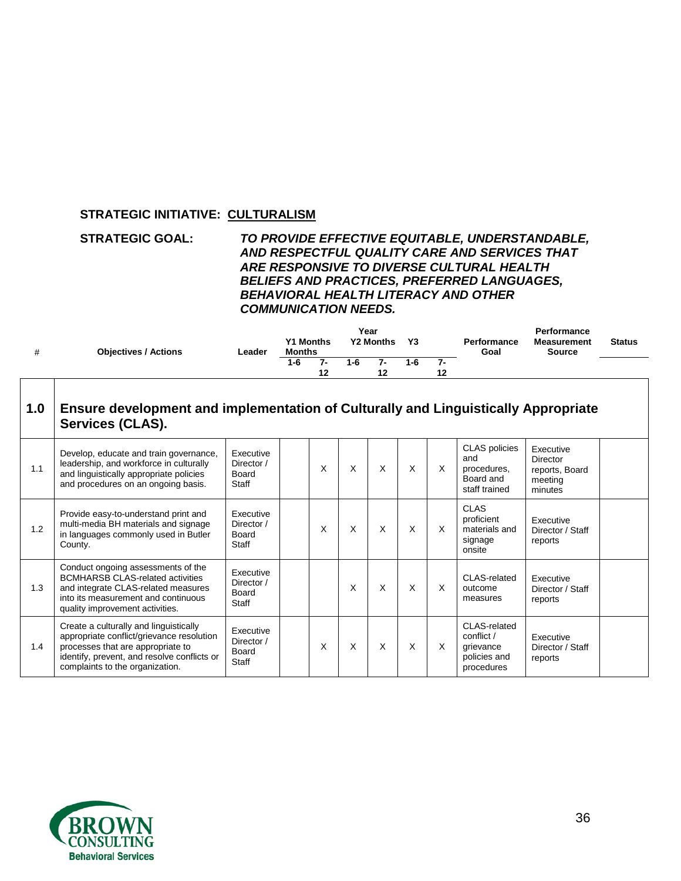**STRATEGIC INITIATIVE: CULTURALISM**

**STRATEGIC GOAL:** ***TO PROVIDE EFFECTIVE EQUITABLE, UNDERSTANDABLE, AND RESPECTFUL QUALITY CARE AND SERVICES THAT ARE RESPONSIVE TO DIVERSE CULTURAL HEALTH BELIEFS AND PRACTICES, PREFERRED LANGUAGES, BEHAVIORAL HEALTH LITERACY AND OTHER COMMUNICATION NEEDS.***

| # | Objectives / Actions | Leader | Year Y1 Months 1-6 | Y1 Months 7-12 | Y2 Months 1-6 | Y2 Months 7-12 | Y3 1-6 | Y3 7-12 | Performance Goal | Performance Measurement Source | Status |
|---|---|---|---|---|---|---|---|---|---|---|---|
| **1.0** | **Ensure development and implementation of Culturally and Linguistically Appropriate Services (CLAS).** | | | | | | | | | | |
| 1.1 | Develop, educate and train governance, leadership, and workforce in culturally and linguistically appropriate policies and procedures on an ongoing basis. | Executive Director / Board Staff | | X | X | X | X | X | CLAS policies and procedures, Board and staff trained | Executive Director reports, Board meeting minutes | |
| 1.2 | Provide easy-to-understand print and multi-media BH materials and signage in languages commonly used in Butler County. | Executive Director / Board Staff | | X | X | X | X | X | CLAS proficient materials and signage onsite | Executive Director / Staff reports | |
| 1.3 | Conduct ongoing assessments of the BCMHARSB CLAS-related activities and integrate CLAS-related measures into its measurement and continuous quality improvement activities. | Executive Director / Board Staff | | | X | X | X | X | CLAS-related outcome measures | Executive Director / Staff reports | |
| 1.4 | Create a culturally and linguistically appropriate conflict/grievance resolution processes that are appropriate to identify, prevent, and resolve conflicts or complaints to the organization. | Executive Director / Board Staff | | X | X | X | X | X | CLAS-related conflict / grievance policies and procedures | Executive Director / Staff reports | |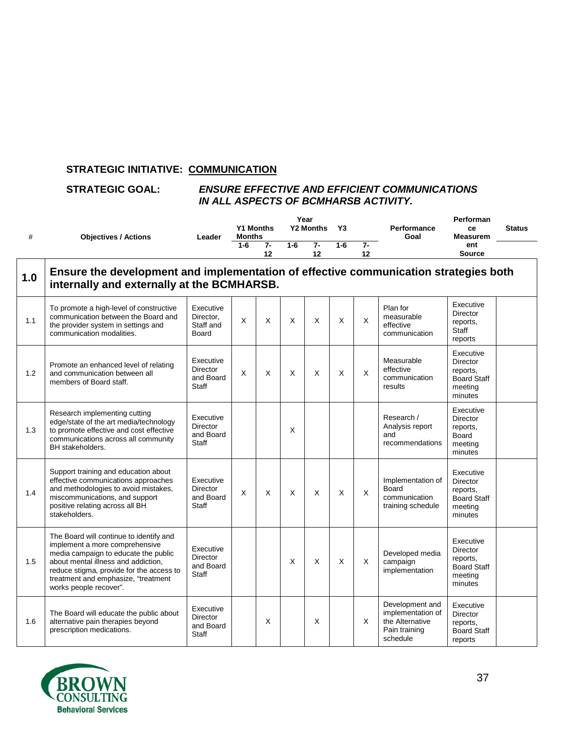**STRATEGIC INITIATIVE: COMMUNICATION**

**STRATEGIC GOAL:** ***ENSURE EFFECTIVE AND EFFICIENT COMMUNICATIONS IN ALL ASPECTS OF BCMHARSB ACTIVITY.***

| # | Objectives / Actions | Leader | Y1 Months | | Y2 Months | | Y3 | | Performance Goal | Performance Measurement Source | Status |
|---|---|---|---|---|---|---|---|---|---|---|---|
| | | | 1-6 | 7-12 | 1-6 | 7-12 | 1-6 | 7-12 | | | |
| **1.0** | **Ensure the development and implementation of effective communication strategies both internally and externally at the BCMHARSB.** | | | | | | | | | | |
| 1.1 | To promote a high-level of constructive communication between the Board and the provider system in settings and communication modalities. | Executive Director, Staff and Board | X | X | X | X | X | X | Plan for measurable effective communication | Executive Director reports, Staff reports | |
| 1.2 | Promote an enhanced level of relating and communication between all members of Board staff. | Executive Director and Board Staff | X | X | X | X | X | X | Measurable effective communication results | Executive Director reports, Board Staff meeting minutes | |
| 1.3 | Research implementing cutting edge/state of the art media/technology to promote effective and cost effective communications across all community BH stakeholders. | Executive Director and Board Staff | | | X | | | | Research / Analysis report and recommendations | Executive Director reports, Board meeting minutes | |
| 1.4 | Support training and education about effective communications approaches and methodologies to avoid mistakes, miscommunications, and support positive relating across all BH stakeholders. | Executive Director and Board Staff | X | X | X | X | X | X | Implementation of Board communication training schedule | Executive Director reports, Board Staff meeting minutes | |
| 1.5 | The Board will continue to identify and implement a more comprehensive media campaign to educate the public about mental illness and addiction, reduce stigma, provide for the access to treatment and emphasize, "treatment works people recover". | Executive Director and Board Staff | | | X | X | X | X | Developed media campaign implementation | Executive Director reports, Board Staff meeting minutes | |
| 1.6 | The Board will educate the public about alternative pain therapies beyond prescription medications. | Executive Director and Board Staff | | X | | X | | X | Development and implementation of the Alternative Pain training schedule | Executive Director reports, Board Staff reports | |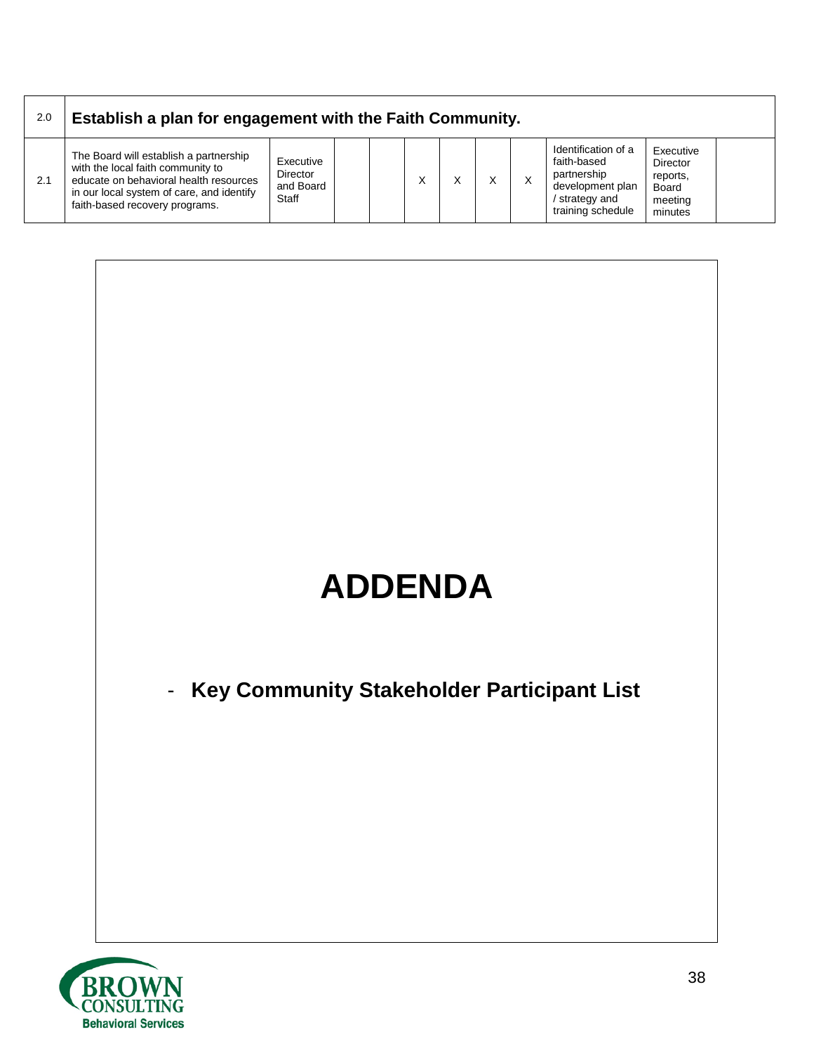| 2.0 | Establish a plan for engagement with the Faith Community. | | | | | | | | | | |
|---|---|---|---|---|---|---|---|---|---|---|---|
| 2.1 | The Board will establish a partnership with the local faith community to educate on behavioral health resources in our local system of care, and identify faith-based recovery programs. | Executive Director and Board Staff | | | X | X | X | X | Identification of a faith-based partnership development plan / strategy and training schedule | Executive Director reports, Board meeting minutes | |

# ADDENDA

- **Key Community Stakeholder Participant List**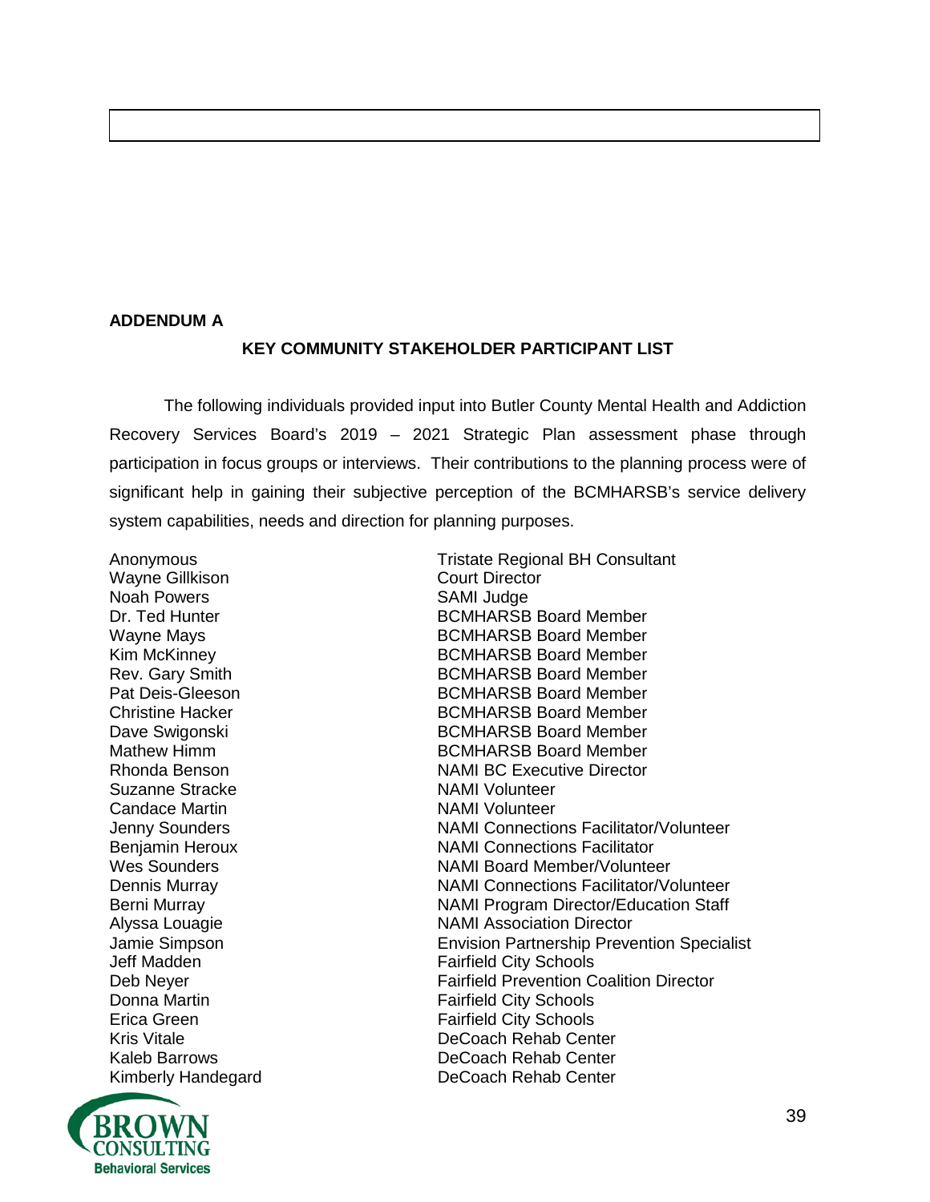## ADDENDUM A

### KEY COMMUNITY STAKEHOLDER PARTICIPANT LIST

The following individuals provided input into Butler County Mental Health and Addiction Recovery Services Board's 2019 – 2021 Strategic Plan assessment phase through participation in focus groups or interviews. Their contributions to the planning process were of significant help in gaining their subjective perception of the BCMHARSB's service delivery system capabilities, needs and direction for planning purposes.

| | |
|---|---|
| Anonymous | Tristate Regional BH Consultant |
| Wayne Gillkison | Court Director |
| Noah Powers | SAMI Judge |
| Dr. Ted Hunter | BCMHARSB Board Member |
| Wayne Mays | BCMHARSB Board Member |
| Kim McKinney | BCMHARSB Board Member |
| Rev. Gary Smith | BCMHARSB Board Member |
| Pat Deis-Gleeson | BCMHARSB Board Member |
| Christine Hacker | BCMHARSB Board Member |
| Dave Swigonski | BCMHARSB Board Member |
| Mathew Himm | BCMHARSB Board Member |
| Rhonda Benson | NAMI BC Executive Director |
| Suzanne Stracke | NAMI Volunteer |
| Candace Martin | NAMI Volunteer |
| Jenny Sounders | NAMI Connections Facilitator/Volunteer |
| Benjamin Heroux | NAMI Connections Facilitator |
| Wes Sounders | NAMI Board Member/Volunteer |
| Dennis Murray | NAMI Connections Facilitator/Volunteer |
| Berni Murray | NAMI Program Director/Education Staff |
| Alyssa Louagie | NAMI Association Director |
| Jamie Simpson | Envision Partnership Prevention Specialist |
| Jeff Madden | Fairfield City Schools |
| Deb Neyer | Fairfield Prevention Coalition Director |
| Donna Martin | Fairfield City Schools |
| Erica Green | Fairfield City Schools |
| Kris Vitale | DeCoach Rehab Center |
| Kaleb Barrows | DeCoach Rehab Center |
| Kimberly Handegard | DeCoach Rehab Center |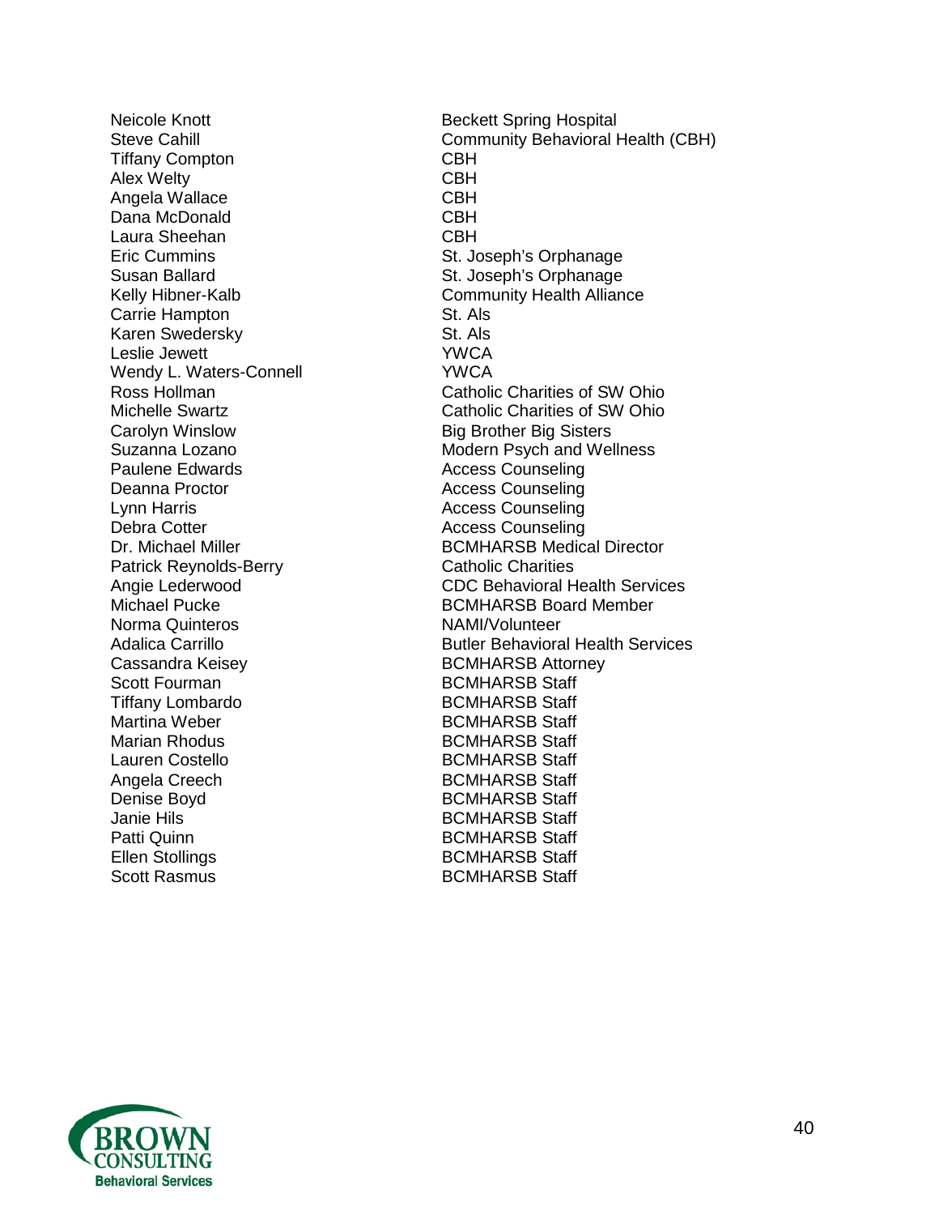| | |
|---|---|
| Neicole Knott | Beckett Spring Hospital |
| Steve Cahill | Community Behavioral Health (CBH) |
| Tiffany Compton | CBH |
| Alex Welty | CBH |
| Angela Wallace | CBH |
| Dana McDonald | CBH |
| Laura Sheehan | CBH |
| Eric Cummins | St. Joseph's Orphanage |
| Susan Ballard | St. Joseph's Orphanage |
| Kelly Hibner-Kalb | Community Health Alliance |
| Carrie Hampton | St. Als |
| Karen Swedersky | St. Als |
| Leslie Jewett | YWCA |
| Wendy L. Waters-Connell | YWCA |
| Ross Hollman | Catholic Charities of SW Ohio |
| Michelle Swartz | Catholic Charities of SW Ohio |
| Carolyn Winslow | Big Brother Big Sisters |
| Suzanna Lozano | Modern Psych and Wellness |
| Paulene Edwards | Access Counseling |
| Deanna Proctor | Access Counseling |
| Lynn Harris | Access Counseling |
| Debra Cotter | Access Counseling |
| Dr. Michael Miller | BCMHARSB Medical Director |
| Patrick Reynolds-Berry | Catholic Charities |
| Angie Lederwood | CDC Behavioral Health Services |
| Michael Pucke | BCMHARSB Board Member |
| Norma Quinteros | NAMI/Volunteer |
| Adalica Carrillo | Butler Behavioral Health Services |
| Cassandra Keisey | BCMHARSB Attorney |
| Scott Fourman | BCMHARSB Staff |
| Tiffany Lombardo | BCMHARSB Staff |
| Martina Weber | BCMHARSB Staff |
| Marian Rhodus | BCMHARSB Staff |
| Lauren Costello | BCMHARSB Staff |
| Angela Creech | BCMHARSB Staff |
| Denise Boyd | BCMHARSB Staff |
| Janie Hils | BCMHARSB Staff |
| Patti Quinn | BCMHARSB Staff |
| Ellen Stollings | BCMHARSB Staff |
| Scott Rasmus | BCMHARSB Staff |

BROWN CONSULTING Behavioral Services